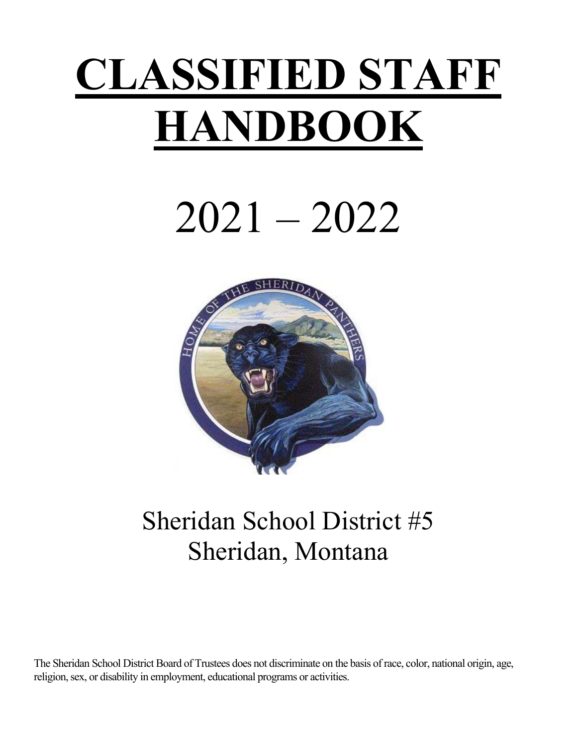# CLASSIFIED STAFF HANDBOOK

# 2021 – 2022

Sheridan School District #5
Sheridan, Montana

The Sheridan School District Board of Trustees does not discriminate on the basis of race, color, national origin, age, religion, sex, or disability in employment, educational programs or activities.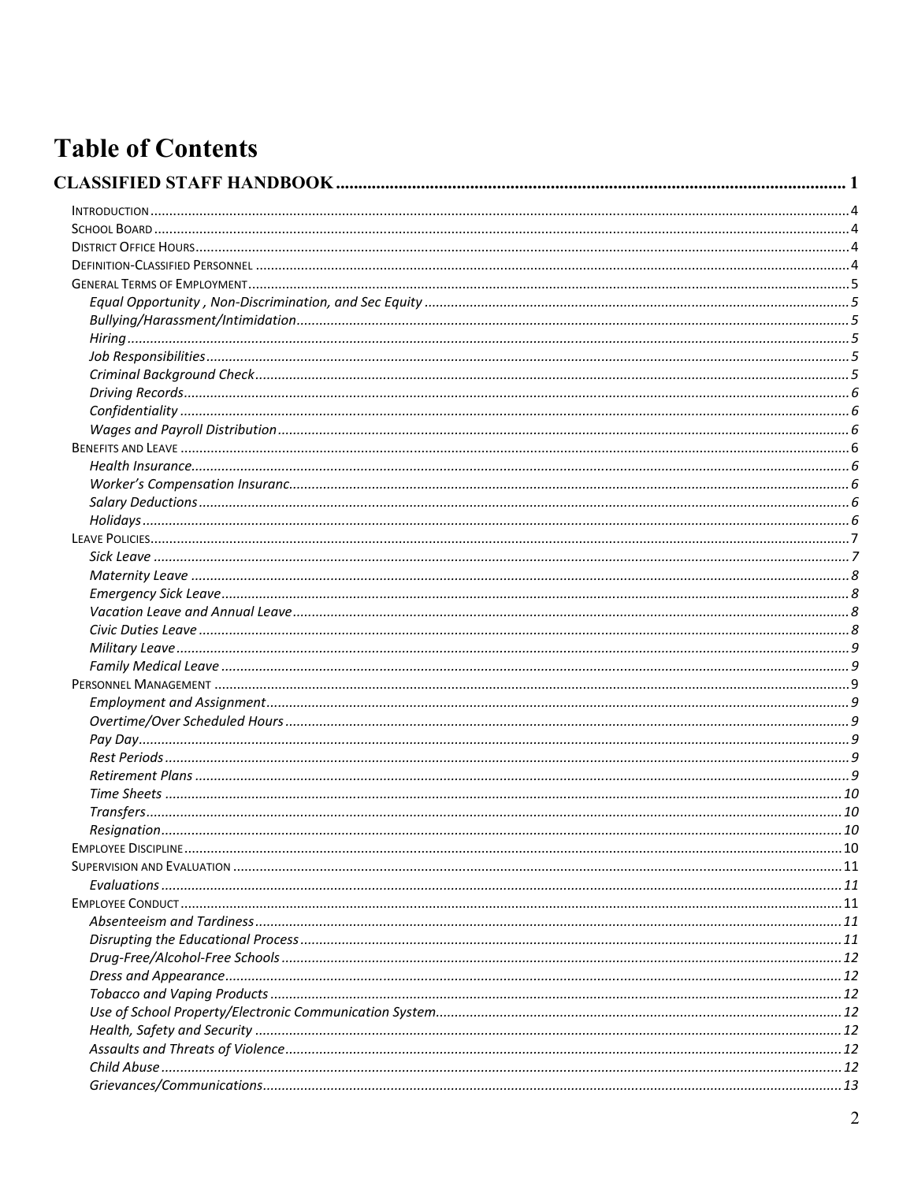# Table of Contents

**CLASSIFIED STAFF HANDBOOK ........ 1**

- INTRODUCTION ........ 4
- SCHOOL BOARD ........ 4
- DISTRICT OFFICE HOURS ........ 4
- DEFINITION-CLASSIFIED PERSONNEL ........ 4
- GENERAL TERMS OF EMPLOYMENT ........ 5
  - *Equal Opportunity , Non-Discrimination, and Sec Equity* ........ 5
  - *Bullying/Harassment/Intimidation* ........ 5
  - *Hiring* ........ 5
  - *Job Responsibilities* ........ 5
  - *Criminal Background Check* ........ 5
  - *Driving Records* ........ 6
  - *Confidentiality* ........ 6
  - *Wages and Payroll Distribution* ........ 6
- BENEFITS AND LEAVE ........ 6
  - *Health Insurance.* ........ 6
  - *Worker's Compensation Insuranc.* ........ 6
  - *Salary Deductions* ........ 6
  - *Holidays* ........ 6
- LEAVE POLICIES ........ 7
  - *Sick Leave* ........ 7
  - *Maternity Leave* ........ 8
  - *Emergency Sick Leave* ........ 8
  - *Vacation Leave and Annual Leave* ........ 8
  - *Civic Duties Leave* ........ 8
  - *Military Leave* ........ 9
  - *Family Medical Leave* ........ 9
- PERSONNEL MANAGEMENT ........ 9
  - *Employment and Assignment* ........ 9
  - *Overtime/Over Scheduled Hours* ........ 9
  - *Pay Day* ........ 9
  - *Rest Periods* ........ 9
  - *Retirement Plans* ........ 9
  - *Time Sheets* ........ 10
  - *Transfers* ........ 10
  - *Resignation* ........ 10
- EMPLOYEE DISCIPLINE ........ 10
- SUPERVISION AND EVALUATION ........ 11
  - *Evaluations* ........ 11
- EMPLOYEE CONDUCT ........ 11
  - *Absenteeism and Tardiness* ........ 11
  - *Disrupting the Educational Process* ........ 11
  - *Drug-Free/Alcohol-Free Schools* ........ 12
  - *Dress and Appearance* ........ 12
  - *Tobacco and Vaping Products* ........ 12
  - *Use of School Property/Electronic Communication System* ........ 12
  - *Health, Safety and Security* ........ 12
  - *Assaults and Threats of Violence* ........ 12
  - *Child Abuse* ........ 12
  - *Grievances/Communications* ........ 13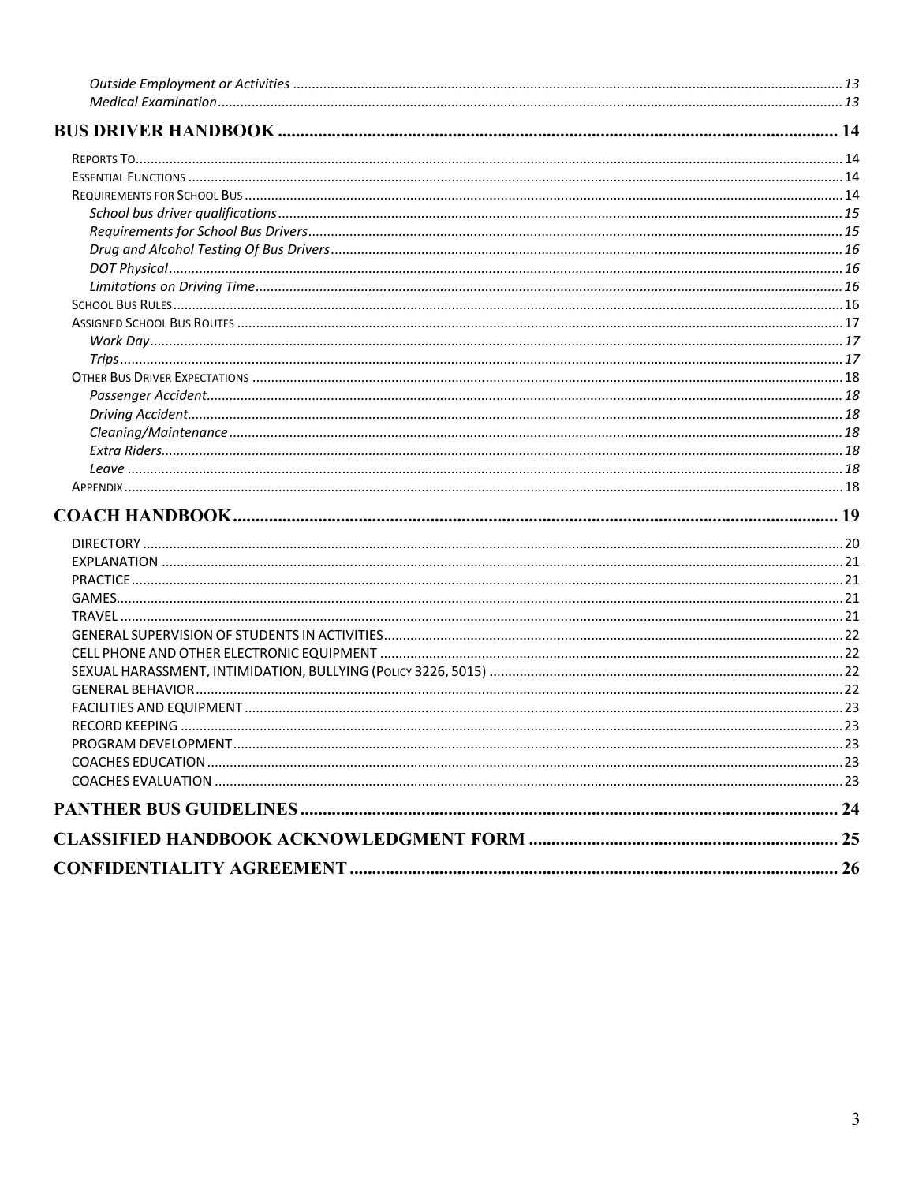*Outside Employment or Activities* ..... 13
*Medical Examination* ..... 13

**BUS DRIVER HANDBOOK** ..... 14

Reports To ..... 14
Essential Functions ..... 14
Requirements for School Bus ..... 14
*School bus driver qualifications* ..... 15
*Requirements for School Bus Drivers* ..... 15
*Drug and Alcohol Testing Of Bus Drivers* ..... 16
*DOT Physical* ..... 16
*Limitations on Driving Time* ..... 16
School Bus Rules ..... 16
Assigned School Bus Routes ..... 17
*Work Day* ..... 17
*Trips* ..... 17
Other Bus Driver Expectations ..... 18
*Passenger Accident* ..... 18
*Driving Accident* ..... 18
*Cleaning/Maintenance* ..... 18
*Extra Riders* ..... 18
*Leave* ..... 18
Appendix ..... 18

**COACH HANDBOOK** ..... 19

DIRECTORY ..... 20
EXPLANATION ..... 21
PRACTICE ..... 21
GAMES ..... 21
TRAVEL ..... 21
GENERAL SUPERVISION OF STUDENTS IN ACTIVITIES ..... 22
CELL PHONE AND OTHER ELECTRONIC EQUIPMENT ..... 22
SEXUAL HARASSMENT, INTIMIDATION, BULLYING (Policy 3226, 5015) ..... 22
GENERAL BEHAVIOR ..... 22
FACILITIES AND EQUIPMENT ..... 23
RECORD KEEPING ..... 23
PROGRAM DEVELOPMENT ..... 23
COACHES EDUCATION ..... 23
COACHES EVALUATION ..... 23

**PANTHER BUS GUIDELINES** ..... 24

**CLASSIFIED HANDBOOK ACKNOWLEDGMENT FORM** ..... 25

**CONFIDENTIALITY AGREEMENT** ..... 26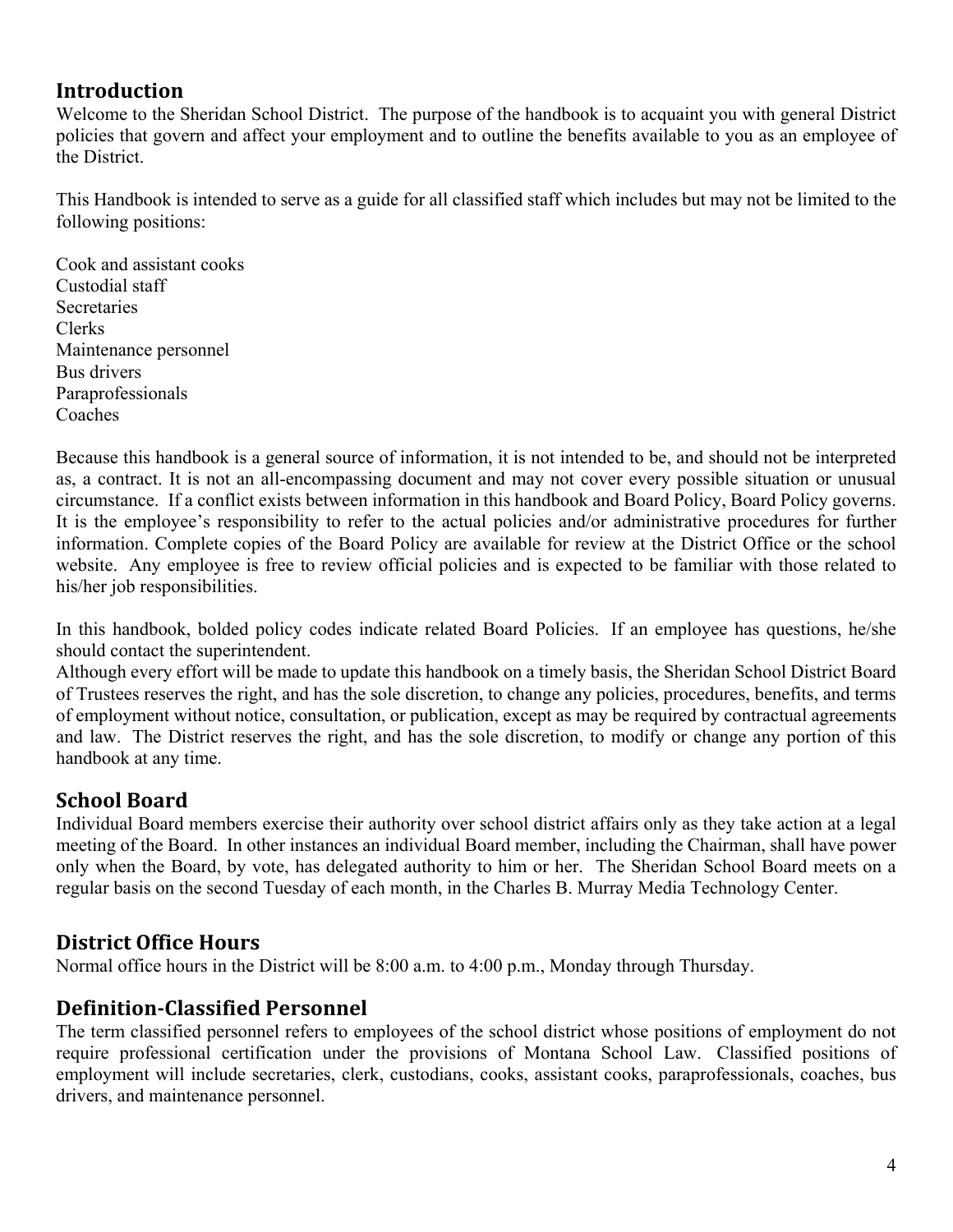## Introduction

Welcome to the Sheridan School District. The purpose of the handbook is to acquaint you with general District policies that govern and affect your employment and to outline the benefits available to you as an employee of the District.

This Handbook is intended to serve as a guide for all classified staff which includes but may not be limited to the following positions:

Cook and assistant cooks
Custodial staff
Secretaries
Clerks
Maintenance personnel
Bus drivers
Paraprofessionals
Coaches

Because this handbook is a general source of information, it is not intended to be, and should not be interpreted as, a contract. It is not an all-encompassing document and may not cover every possible situation or unusual circumstance. If a conflict exists between information in this handbook and Board Policy, Board Policy governs. It is the employee's responsibility to refer to the actual policies and/or administrative procedures for further information. Complete copies of the Board Policy are available for review at the District Office or the school website. Any employee is free to review official policies and is expected to be familiar with those related to his/her job responsibilities.

In this handbook, bolded policy codes indicate related Board Policies. If an employee has questions, he/she should contact the superintendent.
Although every effort will be made to update this handbook on a timely basis, the Sheridan School District Board of Trustees reserves the right, and has the sole discretion, to change any policies, procedures, benefits, and terms of employment without notice, consultation, or publication, except as may be required by contractual agreements and law. The District reserves the right, and has the sole discretion, to modify or change any portion of this handbook at any time.

## School Board

Individual Board members exercise their authority over school district affairs only as they take action at a legal meeting of the Board. In other instances an individual Board member, including the Chairman, shall have power only when the Board, by vote, has delegated authority to him or her. The Sheridan School Board meets on a regular basis on the second Tuesday of each month, in the Charles B. Murray Media Technology Center.

## District Office Hours

Normal office hours in the District will be 8:00 a.m. to 4:00 p.m., Monday through Thursday.

## Definition-Classified Personnel

The term classified personnel refers to employees of the school district whose positions of employment do not require professional certification under the provisions of Montana School Law. Classified positions of employment will include secretaries, clerk, custodians, cooks, assistant cooks, paraprofessionals, coaches, bus drivers, and maintenance personnel.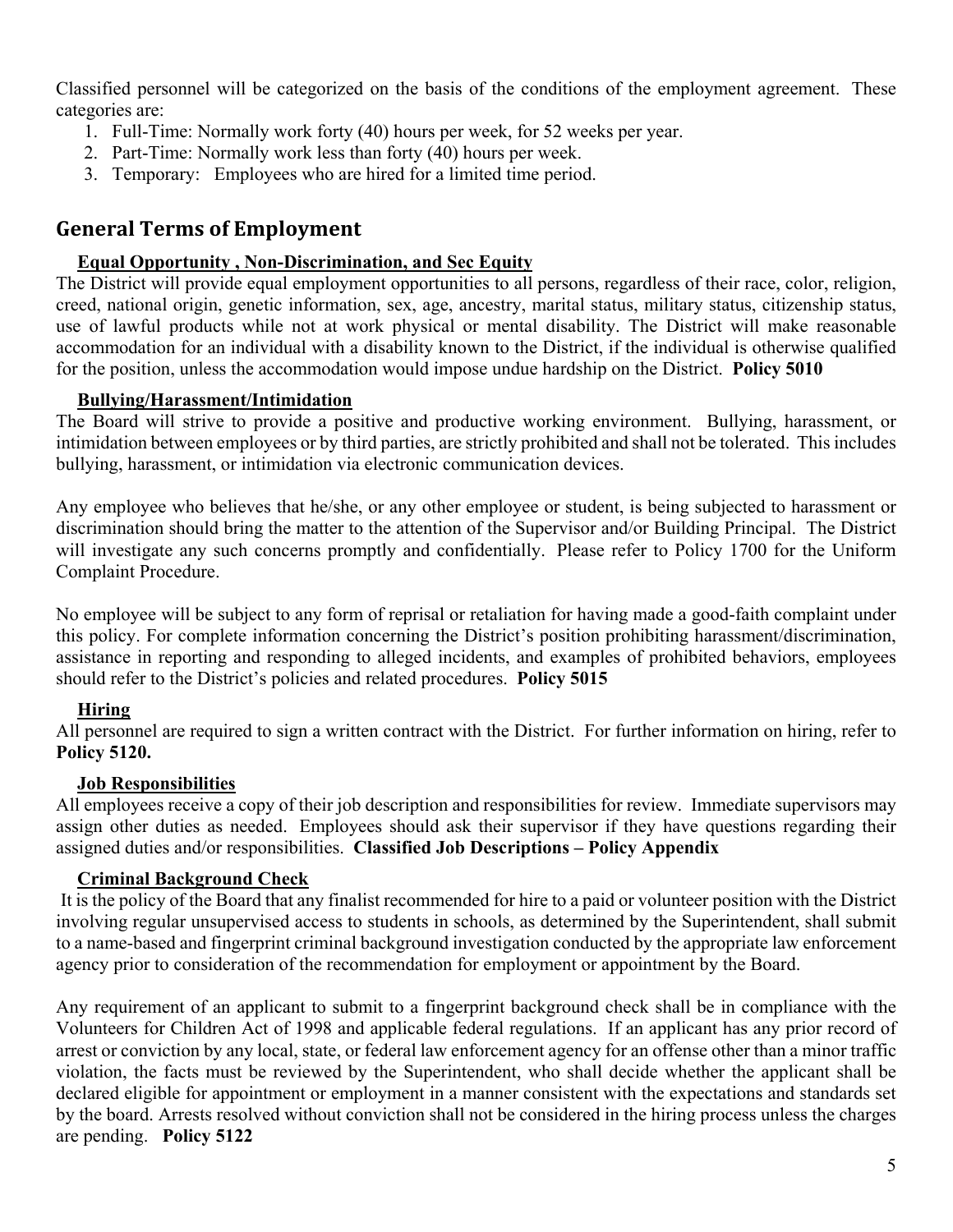Classified personnel will be categorized on the basis of the conditions of the employment agreement. These categories are:

1. Full-Time: Normally work forty (40) hours per week, for 52 weeks per year.
2. Part-Time: Normally work less than forty (40) hours per week.
3. Temporary: Employees who are hired for a limited time period.

## General Terms of Employment

### Equal Opportunity , Non-Discrimination, and Sec Equity

The District will provide equal employment opportunities to all persons, regardless of their race, color, religion, creed, national origin, genetic information, sex, age, ancestry, marital status, military status, citizenship status, use of lawful products while not at work physical or mental disability. The District will make reasonable accommodation for an individual with a disability known to the District, if the individual is otherwise qualified for the position, unless the accommodation would impose undue hardship on the District. **Policy 5010**

### Bullying/Harassment/Intimidation

The Board will strive to provide a positive and productive working environment. Bullying, harassment, or intimidation between employees or by third parties, are strictly prohibited and shall not be tolerated. This includes bullying, harassment, or intimidation via electronic communication devices.

Any employee who believes that he/she, or any other employee or student, is being subjected to harassment or discrimination should bring the matter to the attention of the Supervisor and/or Building Principal. The District will investigate any such concerns promptly and confidentially. Please refer to Policy 1700 for the Uniform Complaint Procedure.

No employee will be subject to any form of reprisal or retaliation for having made a good-faith complaint under this policy. For complete information concerning the District's position prohibiting harassment/discrimination, assistance in reporting and responding to alleged incidents, and examples of prohibited behaviors, employees should refer to the District's policies and related procedures. **Policy 5015**

### Hiring

All personnel are required to sign a written contract with the District. For further information on hiring, refer to **Policy 5120.**

### Job Responsibilities

All employees receive a copy of their job description and responsibilities for review. Immediate supervisors may assign other duties as needed. Employees should ask their supervisor if they have questions regarding their assigned duties and/or responsibilities. **Classified Job Descriptions – Policy Appendix**

### Criminal Background Check

It is the policy of the Board that any finalist recommended for hire to a paid or volunteer position with the District involving regular unsupervised access to students in schools, as determined by the Superintendent, shall submit to a name-based and fingerprint criminal background investigation conducted by the appropriate law enforcement agency prior to consideration of the recommendation for employment or appointment by the Board.

Any requirement of an applicant to submit to a fingerprint background check shall be in compliance with the Volunteers for Children Act of 1998 and applicable federal regulations. If an applicant has any prior record of arrest or conviction by any local, state, or federal law enforcement agency for an offense other than a minor traffic violation, the facts must be reviewed by the Superintendent, who shall decide whether the applicant shall be declared eligible for appointment or employment in a manner consistent with the expectations and standards set by the board. Arrests resolved without conviction shall not be considered in the hiring process unless the charges are pending. **Policy 5122**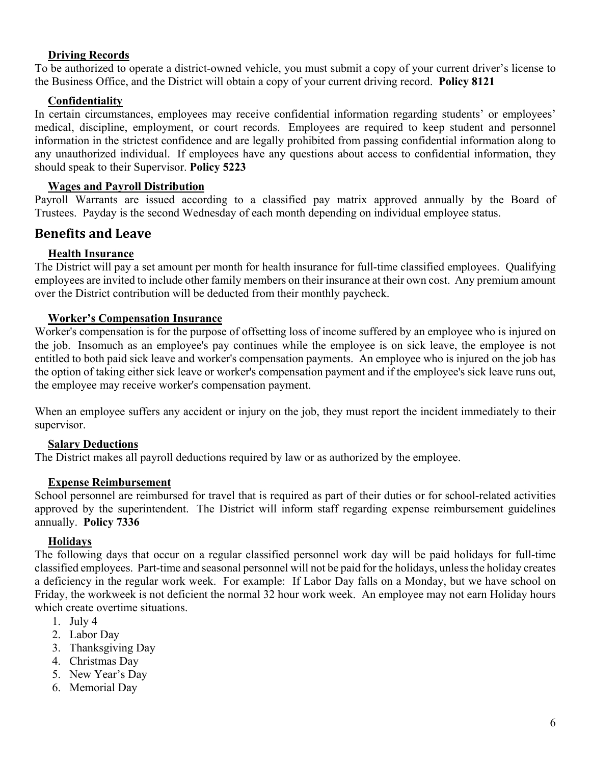### Driving Records

To be authorized to operate a district-owned vehicle, you must submit a copy of your current driver's license to the Business Office, and the District will obtain a copy of your current driving record. **Policy 8121**

### Confidentiality

In certain circumstances, employees may receive confidential information regarding students' or employees' medical, discipline, employment, or court records. Employees are required to keep student and personnel information in the strictest confidence and are legally prohibited from passing confidential information along to any unauthorized individual. If employees have any questions about access to confidential information, they should speak to their Supervisor. **Policy 5223**

### Wages and Payroll Distribution

Payroll Warrants are issued according to a classified pay matrix approved annually by the Board of Trustees. Payday is the second Wednesday of each month depending on individual employee status.

## Benefits and Leave

### Health Insurance

The District will pay a set amount per month for health insurance for full-time classified employees. Qualifying employees are invited to include other family members on their insurance at their own cost. Any premium amount over the District contribution will be deducted from their monthly paycheck.

### Worker's Compensation Insurance

Worker's compensation is for the purpose of offsetting loss of income suffered by an employee who is injured on the job. Insomuch as an employee's pay continues while the employee is on sick leave, the employee is not entitled to both paid sick leave and worker's compensation payments. An employee who is injured on the job has the option of taking either sick leave or worker's compensation payment and if the employee's sick leave runs out, the employee may receive worker's compensation payment.

When an employee suffers any accident or injury on the job, they must report the incident immediately to their supervisor.

### Salary Deductions

The District makes all payroll deductions required by law or as authorized by the employee.

### Expense Reimbursement

School personnel are reimbursed for travel that is required as part of their duties or for school-related activities approved by the superintendent. The District will inform staff regarding expense reimbursement guidelines annually. **Policy 7336**

### Holidays

The following days that occur on a regular classified personnel work day will be paid holidays for full-time classified employees. Part-time and seasonal personnel will not be paid for the holidays, unless the holiday creates a deficiency in the regular work week. For example: If Labor Day falls on a Monday, but we have school on Friday, the workweek is not deficient the normal 32 hour work week. An employee may not earn Holiday hours which create overtime situations.

1. July 4
2. Labor Day
3. Thanksgiving Day
4. Christmas Day
5. New Year's Day
6. Memorial Day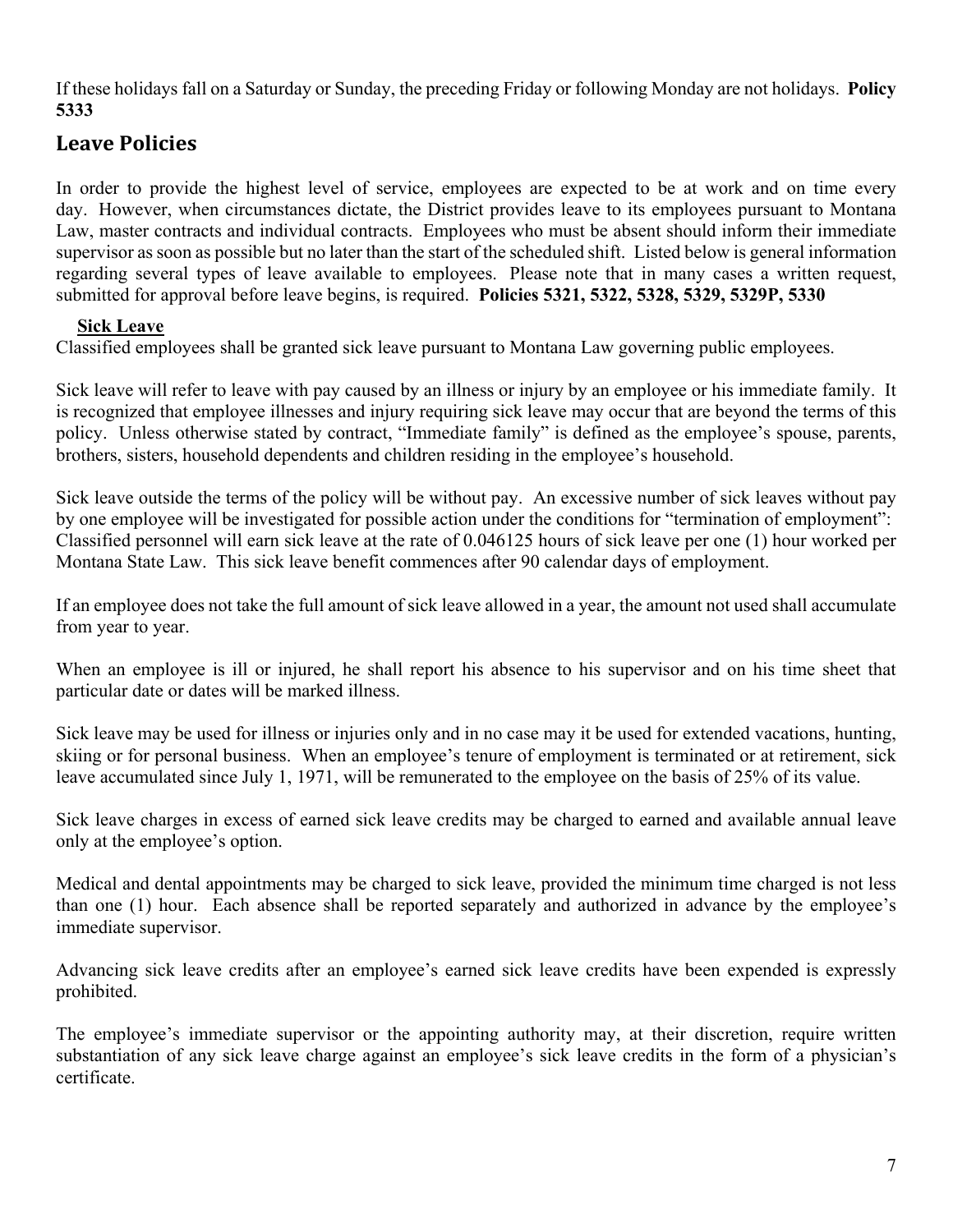If these holidays fall on a Saturday or Sunday, the preceding Friday or following Monday are not holidays. **Policy 5333**

## Leave Policies

In order to provide the highest level of service, employees are expected to be at work and on time every day. However, when circumstances dictate, the District provides leave to its employees pursuant to Montana Law, master contracts and individual contracts. Employees who must be absent should inform their immediate supervisor as soon as possible but no later than the start of the scheduled shift. Listed below is general information regarding several types of leave available to employees. Please note that in many cases a written request, submitted for approval before leave begins, is required. **Policies 5321, 5322, 5328, 5329, 5329P, 5330**

### Sick Leave

Classified employees shall be granted sick leave pursuant to Montana Law governing public employees.

Sick leave will refer to leave with pay caused by an illness or injury by an employee or his immediate family. It is recognized that employee illnesses and injury requiring sick leave may occur that are beyond the terms of this policy. Unless otherwise stated by contract, "Immediate family" is defined as the employee's spouse, parents, brothers, sisters, household dependents and children residing in the employee's household.

Sick leave outside the terms of the policy will be without pay. An excessive number of sick leaves without pay by one employee will be investigated for possible action under the conditions for "termination of employment": Classified personnel will earn sick leave at the rate of 0.046125 hours of sick leave per one (1) hour worked per Montana State Law. This sick leave benefit commences after 90 calendar days of employment.

If an employee does not take the full amount of sick leave allowed in a year, the amount not used shall accumulate from year to year.

When an employee is ill or injured, he shall report his absence to his supervisor and on his time sheet that particular date or dates will be marked illness.

Sick leave may be used for illness or injuries only and in no case may it be used for extended vacations, hunting, skiing or for personal business. When an employee's tenure of employment is terminated or at retirement, sick leave accumulated since July 1, 1971, will be remunerated to the employee on the basis of 25% of its value.

Sick leave charges in excess of earned sick leave credits may be charged to earned and available annual leave only at the employee's option.

Medical and dental appointments may be charged to sick leave, provided the minimum time charged is not less than one (1) hour. Each absence shall be reported separately and authorized in advance by the employee's immediate supervisor.

Advancing sick leave credits after an employee's earned sick leave credits have been expended is expressly prohibited.

The employee's immediate supervisor or the appointing authority may, at their discretion, require written substantiation of any sick leave charge against an employee's sick leave credits in the form of a physician's certificate.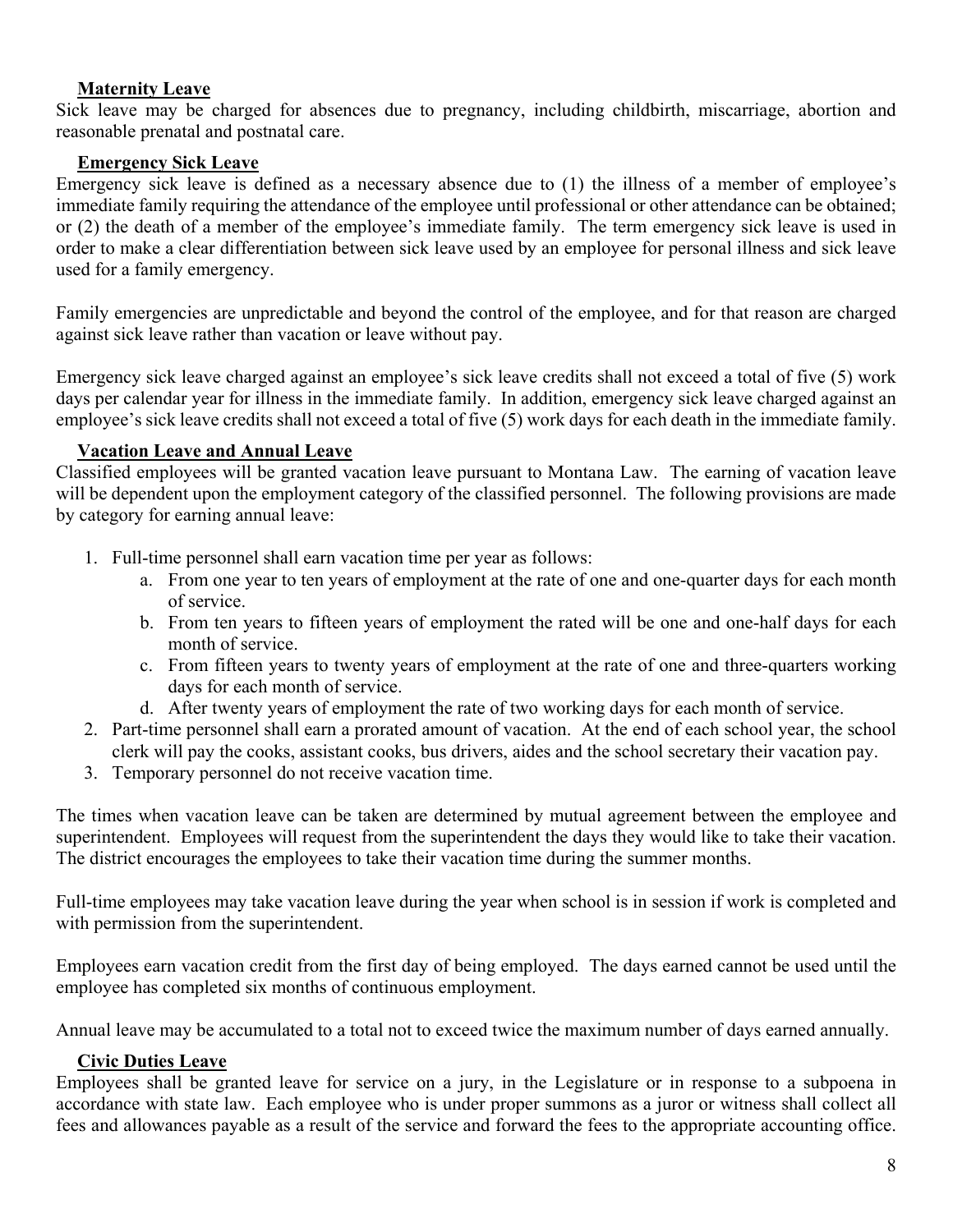### Maternity Leave

Sick leave may be charged for absences due to pregnancy, including childbirth, miscarriage, abortion and reasonable prenatal and postnatal care.

### Emergency Sick Leave

Emergency sick leave is defined as a necessary absence due to (1) the illness of a member of employee's immediate family requiring the attendance of the employee until professional or other attendance can be obtained; or (2) the death of a member of the employee's immediate family. The term emergency sick leave is used in order to make a clear differentiation between sick leave used by an employee for personal illness and sick leave used for a family emergency.

Family emergencies are unpredictable and beyond the control of the employee, and for that reason are charged against sick leave rather than vacation or leave without pay.

Emergency sick leave charged against an employee's sick leave credits shall not exceed a total of five (5) work days per calendar year for illness in the immediate family. In addition, emergency sick leave charged against an employee's sick leave credits shall not exceed a total of five (5) work days for each death in the immediate family.

### Vacation Leave and Annual Leave

Classified employees will be granted vacation leave pursuant to Montana Law. The earning of vacation leave will be dependent upon the employment category of the classified personnel. The following provisions are made by category for earning annual leave:

1. Full-time personnel shall earn vacation time per year as follows:
    a. From one year to ten years of employment at the rate of one and one-quarter days for each month of service.
    b. From ten years to fifteen years of employment the rated will be one and one-half days for each month of service.
    c. From fifteen years to twenty years of employment at the rate of one and three-quarters working days for each month of service.
    d. After twenty years of employment the rate of two working days for each month of service.
2. Part-time personnel shall earn a prorated amount of vacation. At the end of each school year, the school clerk will pay the cooks, assistant cooks, bus drivers, aides and the school secretary their vacation pay.
3. Temporary personnel do not receive vacation time.

The times when vacation leave can be taken are determined by mutual agreement between the employee and superintendent. Employees will request from the superintendent the days they would like to take their vacation. The district encourages the employees to take their vacation time during the summer months.

Full-time employees may take vacation leave during the year when school is in session if work is completed and with permission from the superintendent.

Employees earn vacation credit from the first day of being employed. The days earned cannot be used until the employee has completed six months of continuous employment.

Annual leave may be accumulated to a total not to exceed twice the maximum number of days earned annually.

### Civic Duties Leave

Employees shall be granted leave for service on a jury, in the Legislature or in response to a subpoena in accordance with state law. Each employee who is under proper summons as a juror or witness shall collect all fees and allowances payable as a result of the service and forward the fees to the appropriate accounting office.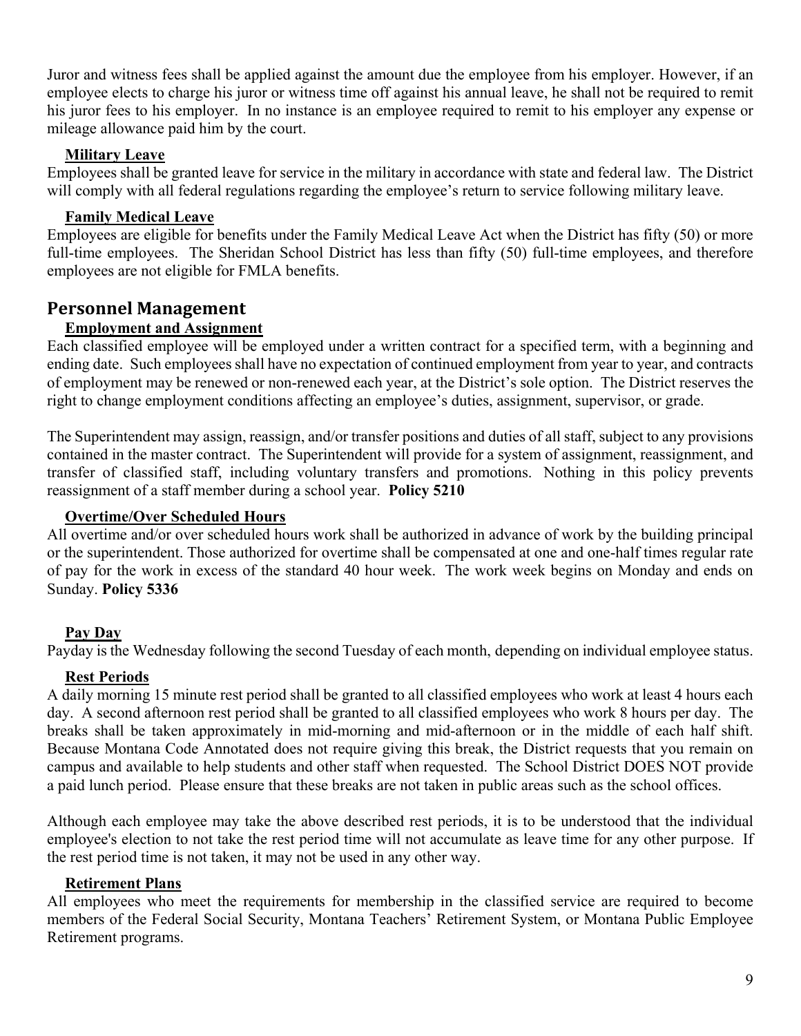Juror and witness fees shall be applied against the amount due the employee from his employer. However, if an employee elects to charge his juror or witness time off against his annual leave, he shall not be required to remit his juror fees to his employer. In no instance is an employee required to remit to his employer any expense or mileage allowance paid him by the court.

### Military Leave

Employees shall be granted leave for service in the military in accordance with state and federal law. The District will comply with all federal regulations regarding the employee's return to service following military leave.

### Family Medical Leave

Employees are eligible for benefits under the Family Medical Leave Act when the District has fifty (50) or more full-time employees. The Sheridan School District has less than fifty (50) full-time employees, and therefore employees are not eligible for FMLA benefits.

## Personnel Management

### Employment and Assignment

Each classified employee will be employed under a written contract for a specified term, with a beginning and ending date. Such employees shall have no expectation of continued employment from year to year, and contracts of employment may be renewed or non-renewed each year, at the District's sole option. The District reserves the right to change employment conditions affecting an employee's duties, assignment, supervisor, or grade.

The Superintendent may assign, reassign, and/or transfer positions and duties of all staff, subject to any provisions contained in the master contract. The Superintendent will provide for a system of assignment, reassignment, and transfer of classified staff, including voluntary transfers and promotions. Nothing in this policy prevents reassignment of a staff member during a school year. **Policy 5210**

### Overtime/Over Scheduled Hours

All overtime and/or over scheduled hours work shall be authorized in advance of work by the building principal or the superintendent. Those authorized for overtime shall be compensated at one and one-half times regular rate of pay for the work in excess of the standard 40 hour week. The work week begins on Monday and ends on Sunday. **Policy 5336**

### Pay Day

Payday is the Wednesday following the second Tuesday of each month, depending on individual employee status.

### Rest Periods

A daily morning 15 minute rest period shall be granted to all classified employees who work at least 4 hours each day. A second afternoon rest period shall be granted to all classified employees who work 8 hours per day. The breaks shall be taken approximately in mid-morning and mid-afternoon or in the middle of each half shift. Because Montana Code Annotated does not require giving this break, the District requests that you remain on campus and available to help students and other staff when requested. The School District DOES NOT provide a paid lunch period. Please ensure that these breaks are not taken in public areas such as the school offices.

Although each employee may take the above described rest periods, it is to be understood that the individual employee's election to not take the rest period time will not accumulate as leave time for any other purpose. If the rest period time is not taken, it may not be used in any other way.

### Retirement Plans

All employees who meet the requirements for membership in the classified service are required to become members of the Federal Social Security, Montana Teachers' Retirement System, or Montana Public Employee Retirement programs.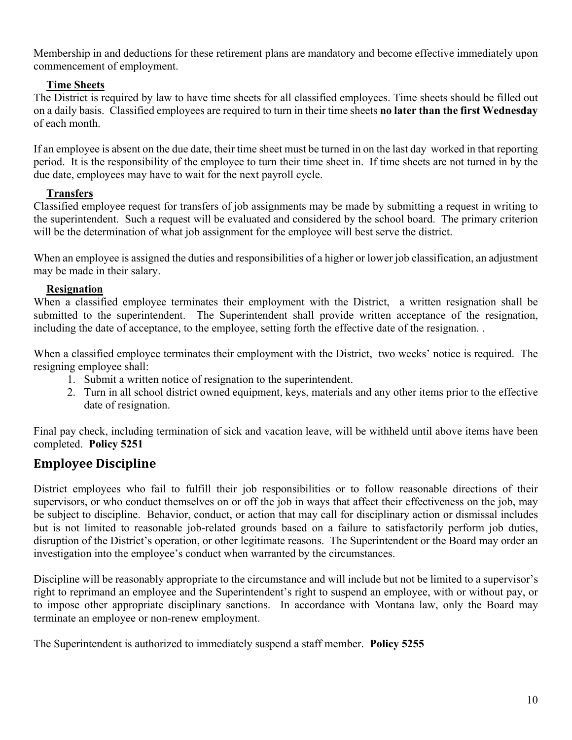Membership in and deductions for these retirement plans are mandatory and become effective immediately upon commencement of employment.

### Time Sheets

The District is required by law to have time sheets for all classified employees. Time sheets should be filled out on a daily basis. Classified employees are required to turn in their time sheets **no later than the first Wednesday** of each month.

If an employee is absent on the due date, their time sheet must be turned in on the last day worked in that reporting period. It is the responsibility of the employee to turn their time sheet in. If time sheets are not turned in by the due date, employees may have to wait for the next payroll cycle.

### Transfers

Classified employee request for transfers of job assignments may be made by submitting a request in writing to the superintendent. Such a request will be evaluated and considered by the school board. The primary criterion will be the determination of what job assignment for the employee will best serve the district.

When an employee is assigned the duties and responsibilities of a higher or lower job classification, an adjustment may be made in their salary.

### Resignation

When a classified employee terminates their employment with the District, a written resignation shall be submitted to the superintendent. The Superintendent shall provide written acceptance of the resignation, including the date of acceptance, to the employee, setting forth the effective date of the resignation. .

When a classified employee terminates their employment with the District, two weeks' notice is required. The resigning employee shall:

1. Submit a written notice of resignation to the superintendent.
2. Turn in all school district owned equipment, keys, materials and any other items prior to the effective date of resignation.

Final pay check, including termination of sick and vacation leave, will be withheld until above items have been completed. **Policy 5251**

## Employee Discipline

District employees who fail to fulfill their job responsibilities or to follow reasonable directions of their supervisors, or who conduct themselves on or off the job in ways that affect their effectiveness on the job, may be subject to discipline. Behavior, conduct, or action that may call for disciplinary action or dismissal includes but is not limited to reasonable job-related grounds based on a failure to satisfactorily perform job duties, disruption of the District's operation, or other legitimate reasons. The Superintendent or the Board may order an investigation into the employee's conduct when warranted by the circumstances.

Discipline will be reasonably appropriate to the circumstance and will include but not be limited to a supervisor's right to reprimand an employee and the Superintendent's right to suspend an employee, with or without pay, or to impose other appropriate disciplinary sanctions. In accordance with Montana law, only the Board may terminate an employee or non-renew employment.

The Superintendent is authorized to immediately suspend a staff member. **Policy 5255**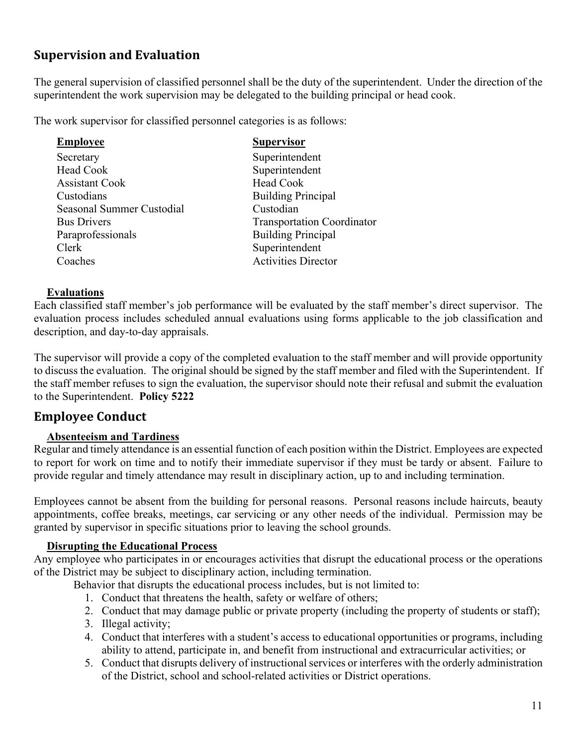## Supervision and Evaluation

The general supervision of classified personnel shall be the duty of the superintendent. Under the direction of the superintendent the work supervision may be delegated to the building principal or head cook.

The work supervisor for classified personnel categories is as follows:

| Employee | Supervisor |
|---|---|
| Secretary | Superintendent |
| Head Cook | Superintendent |
| Assistant Cook | Head Cook |
| Custodians | Building Principal |
| Seasonal Summer Custodial | Custodian |
| Bus Drivers | Transportation Coordinator |
| Paraprofessionals | Building Principal |
| Clerk | Superintendent |
| Coaches | Activities Director |

### Evaluations

Each classified staff member's job performance will be evaluated by the staff member's direct supervisor. The evaluation process includes scheduled annual evaluations using forms applicable to the job classification and description, and day-to-day appraisals.

The supervisor will provide a copy of the completed evaluation to the staff member and will provide opportunity to discuss the evaluation. The original should be signed by the staff member and filed with the Superintendent. If the staff member refuses to sign the evaluation, the supervisor should note their refusal and submit the evaluation to the Superintendent. **Policy 5222**

## Employee Conduct

### Absenteeism and Tardiness

Regular and timely attendance is an essential function of each position within the District. Employees are expected to report for work on time and to notify their immediate supervisor if they must be tardy or absent. Failure to provide regular and timely attendance may result in disciplinary action, up to and including termination.

Employees cannot be absent from the building for personal reasons. Personal reasons include haircuts, beauty appointments, coffee breaks, meetings, car servicing or any other needs of the individual. Permission may be granted by supervisor in specific situations prior to leaving the school grounds.

### Disrupting the Educational Process

Any employee who participates in or encourages activities that disrupt the educational process or the operations of the District may be subject to disciplinary action, including termination.

Behavior that disrupts the educational process includes, but is not limited to:

1. Conduct that threatens the health, safety or welfare of others;
2. Conduct that may damage public or private property (including the property of students or staff);
3. Illegal activity;
4. Conduct that interferes with a student's access to educational opportunities or programs, including ability to attend, participate in, and benefit from instructional and extracurricular activities; or
5. Conduct that disrupts delivery of instructional services or interferes with the orderly administration of the District, school and school-related activities or District operations.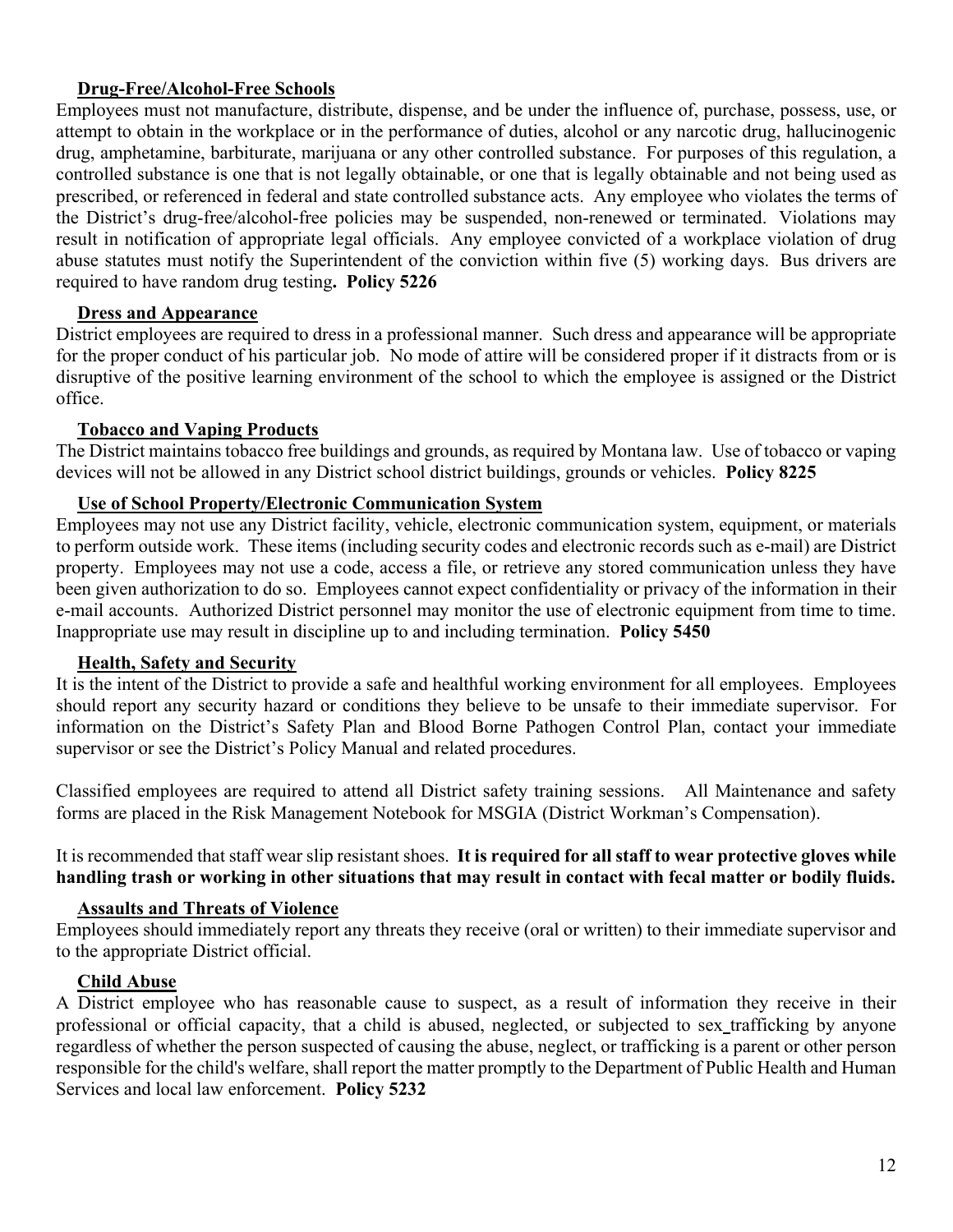### Drug-Free/Alcohol-Free Schools

Employees must not manufacture, distribute, dispense, and be under the influence of, purchase, possess, use, or attempt to obtain in the workplace or in the performance of duties, alcohol or any narcotic drug, hallucinogenic drug, amphetamine, barbiturate, marijuana or any other controlled substance. For purposes of this regulation, a controlled substance is one that is not legally obtainable, or one that is legally obtainable and not being used as prescribed, or referenced in federal and state controlled substance acts. Any employee who violates the terms of the District's drug-free/alcohol-free policies may be suspended, non-renewed or terminated. Violations may result in notification of appropriate legal officials. Any employee convicted of a workplace violation of drug abuse statutes must notify the Superintendent of the conviction within five (5) working days. Bus drivers are required to have random drug testing**. Policy 5226**

### Dress and Appearance

District employees are required to dress in a professional manner. Such dress and appearance will be appropriate for the proper conduct of his particular job. No mode of attire will be considered proper if it distracts from or is disruptive of the positive learning environment of the school to which the employee is assigned or the District office.

### Tobacco and Vaping Products

The District maintains tobacco free buildings and grounds, as required by Montana law. Use of tobacco or vaping devices will not be allowed in any District school district buildings, grounds or vehicles. **Policy 8225**

### Use of School Property/Electronic Communication System

Employees may not use any District facility, vehicle, electronic communication system, equipment, or materials to perform outside work. These items (including security codes and electronic records such as e-mail) are District property. Employees may not use a code, access a file, or retrieve any stored communication unless they have been given authorization to do so. Employees cannot expect confidentiality or privacy of the information in their e-mail accounts. Authorized District personnel may monitor the use of electronic equipment from time to time. Inappropriate use may result in discipline up to and including termination. **Policy 5450**

### Health, Safety and Security

It is the intent of the District to provide a safe and healthful working environment for all employees. Employees should report any security hazard or conditions they believe to be unsafe to their immediate supervisor. For information on the District's Safety Plan and Blood Borne Pathogen Control Plan, contact your immediate supervisor or see the District's Policy Manual and related procedures.

Classified employees are required to attend all District safety training sessions. All Maintenance and safety forms are placed in the Risk Management Notebook for MSGIA (District Workman's Compensation).

It is recommended that staff wear slip resistant shoes. **It is required for all staff to wear protective gloves while handling trash or working in other situations that may result in contact with fecal matter or bodily fluids.**

### Assaults and Threats of Violence

Employees should immediately report any threats they receive (oral or written) to their immediate supervisor and to the appropriate District official.

### Child Abuse

A District employee who has reasonable cause to suspect, as a result of information they receive in their professional or official capacity, that a child is abused, neglected, or subjected to sex trafficking by anyone regardless of whether the person suspected of causing the abuse, neglect, or trafficking is a parent or other person responsible for the child's welfare, shall report the matter promptly to the Department of Public Health and Human Services and local law enforcement. **Policy 5232**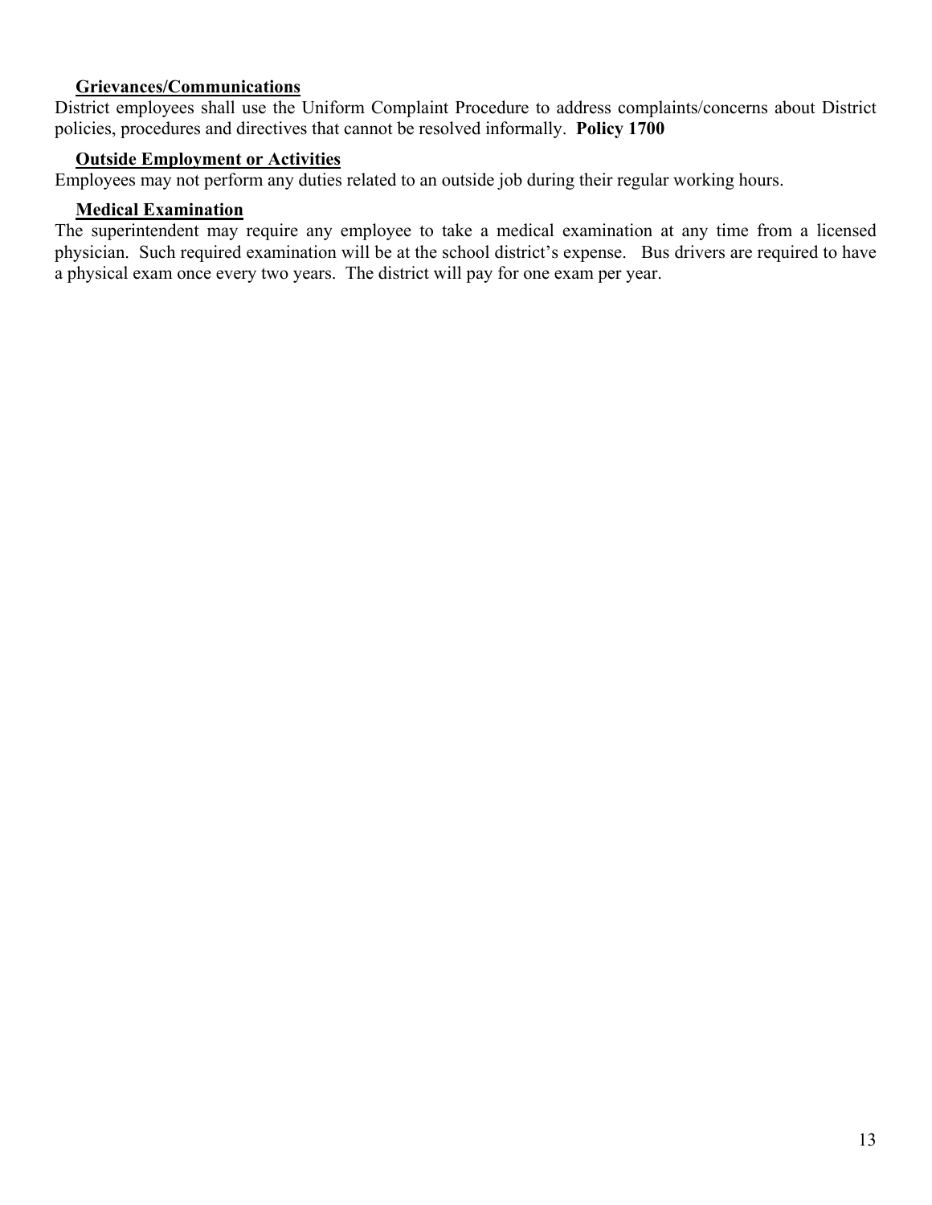### Grievances/Communications

District employees shall use the Uniform Complaint Procedure to address complaints/concerns about District policies, procedures and directives that cannot be resolved informally. **Policy 1700**

### Outside Employment or Activities

Employees may not perform any duties related to an outside job during their regular working hours.

### Medical Examination

The superintendent may require any employee to take a medical examination at any time from a licensed physician. Such required examination will be at the school district's expense. Bus drivers are required to have a physical exam once every two years. The district will pay for one exam per year.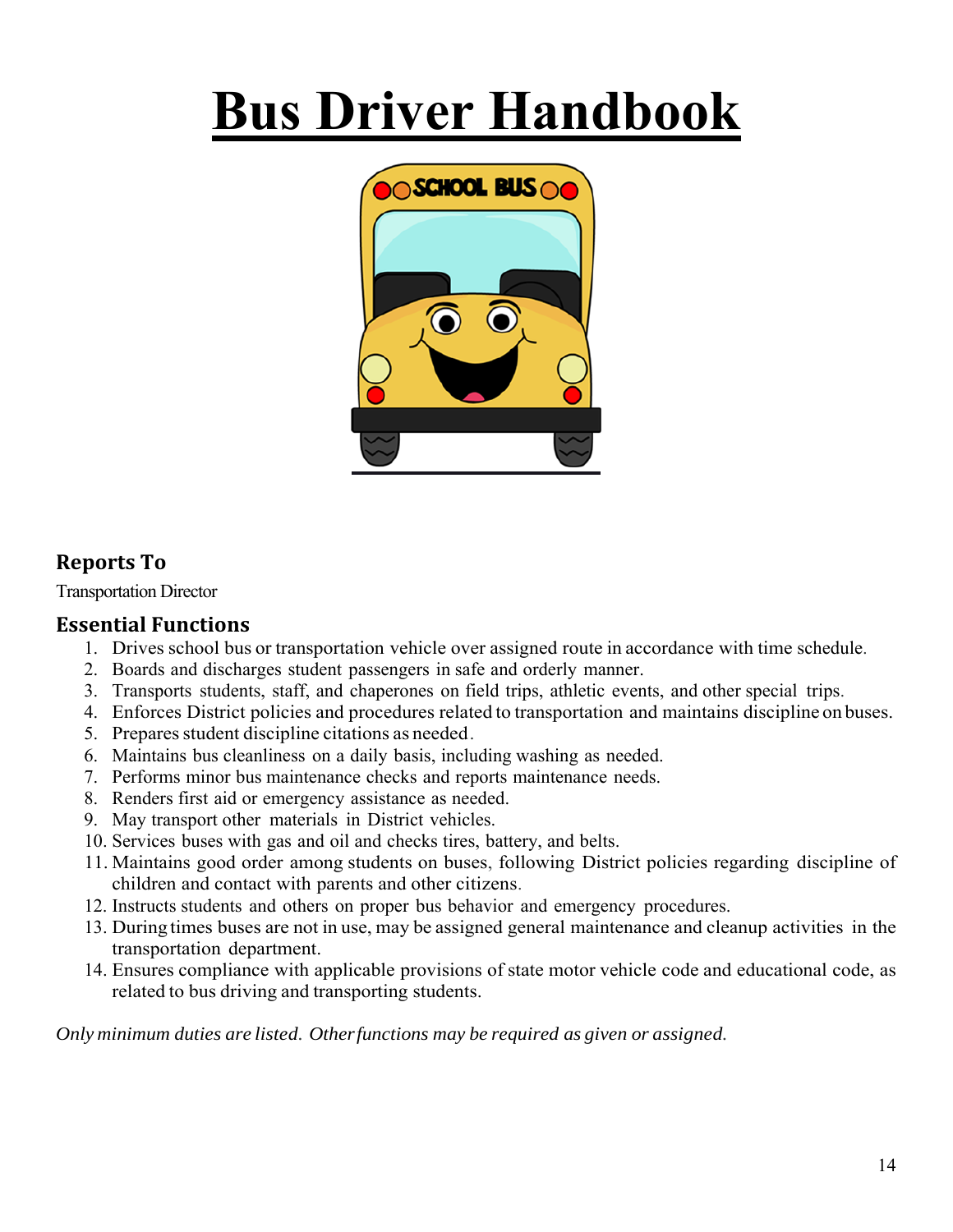# Bus Driver Handbook

### Reports To

Transportation Director

### Essential Functions

1. Drives school bus or transportation vehicle over assigned route in accordance with time schedule.
2. Boards and discharges student passengers in safe and orderly manner.
3. Transports students, staff, and chaperones on field trips, athletic events, and other special trips.
4. Enforces District policies and procedures related to transportation and maintains discipline on buses.
5. Prepares student discipline citations as needed.
6. Maintains bus cleanliness on a daily basis, including washing as needed.
7. Performs minor bus maintenance checks and reports maintenance needs.
8. Renders first aid or emergency assistance as needed.
9. May transport other materials in District vehicles.
10. Services buses with gas and oil and checks tires, battery, and belts.
11. Maintains good order among students on buses, following District policies regarding discipline of children and contact with parents and other citizens.
12. Instructs students and others on proper bus behavior and emergency procedures.
13. During times buses are not in use, may be assigned general maintenance and cleanup activities in the transportation department.
14. Ensures compliance with applicable provisions of state motor vehicle code and educational code, as related to bus driving and transporting students.

*Only minimum duties are listed. Other functions may be required as given or assigned.*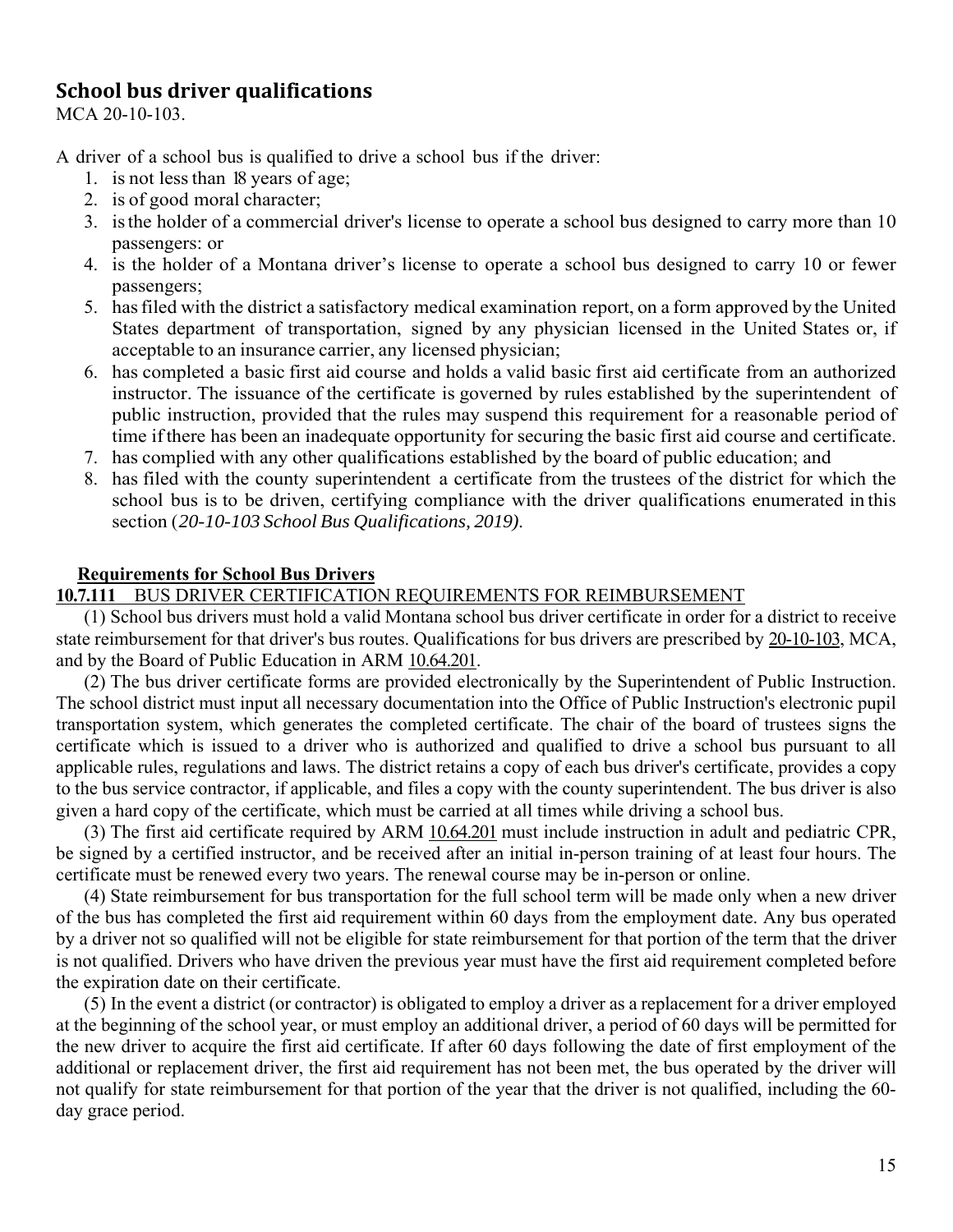## School bus driver qualifications

MCA 20-10-103.

A driver of a school bus is qualified to drive a school bus if the driver:

1. is not less than 18 years of age;
2. is of good moral character;
3. is the holder of a commercial driver's license to operate a school bus designed to carry more than 10 passengers: or
4. is the holder of a Montana driver's license to operate a school bus designed to carry 10 or fewer passengers;
5. has filed with the district a satisfactory medical examination report, on a form approved by the United States department of transportation, signed by any physician licensed in the United States or, if acceptable to an insurance carrier, any licensed physician;
6. has completed a basic first aid course and holds a valid basic first aid certificate from an authorized instructor. The issuance of the certificate is governed by rules established by the superintendent of public instruction, provided that the rules may suspend this requirement for a reasonable period of time if there has been an inadequate opportunity for securing the basic first aid course and certificate.
7. has complied with any other qualifications established by the board of public education; and
8. has filed with the county superintendent a certificate from the trustees of the district for which the school bus is to be driven, certifying compliance with the driver qualifications enumerated in this section (*20-10-103 School Bus Qualifications, 2019).*

### Requirements for School Bus Drivers

**10.7.111** BUS DRIVER CERTIFICATION REQUIREMENTS FOR REIMBURSEMENT

(1) School bus drivers must hold a valid Montana school bus driver certificate in order for a district to receive state reimbursement for that driver's bus routes. Qualifications for bus drivers are prescribed by 20-10-103, MCA, and by the Board of Public Education in ARM 10.64.201.

(2) The bus driver certificate forms are provided electronically by the Superintendent of Public Instruction. The school district must input all necessary documentation into the Office of Public Instruction's electronic pupil transportation system, which generates the completed certificate. The chair of the board of trustees signs the certificate which is issued to a driver who is authorized and qualified to drive a school bus pursuant to all applicable rules, regulations and laws. The district retains a copy of each bus driver's certificate, provides a copy to the bus service contractor, if applicable, and files a copy with the county superintendent. The bus driver is also given a hard copy of the certificate, which must be carried at all times while driving a school bus.

(3) The first aid certificate required by ARM 10.64.201 must include instruction in adult and pediatric CPR, be signed by a certified instructor, and be received after an initial in-person training of at least four hours. The certificate must be renewed every two years. The renewal course may be in-person or online.

(4) State reimbursement for bus transportation for the full school term will be made only when a new driver of the bus has completed the first aid requirement within 60 days from the employment date. Any bus operated by a driver not so qualified will not be eligible for state reimbursement for that portion of the term that the driver is not qualified. Drivers who have driven the previous year must have the first aid requirement completed before the expiration date on their certificate.

(5) In the event a district (or contractor) is obligated to employ a driver as a replacement for a driver employed at the beginning of the school year, or must employ an additional driver, a period of 60 days will be permitted for the new driver to acquire the first aid certificate. If after 60 days following the date of first employment of the additional or replacement driver, the first aid requirement has not been met, the bus operated by the driver will not qualify for state reimbursement for that portion of the year that the driver is not qualified, including the 60-day grace period.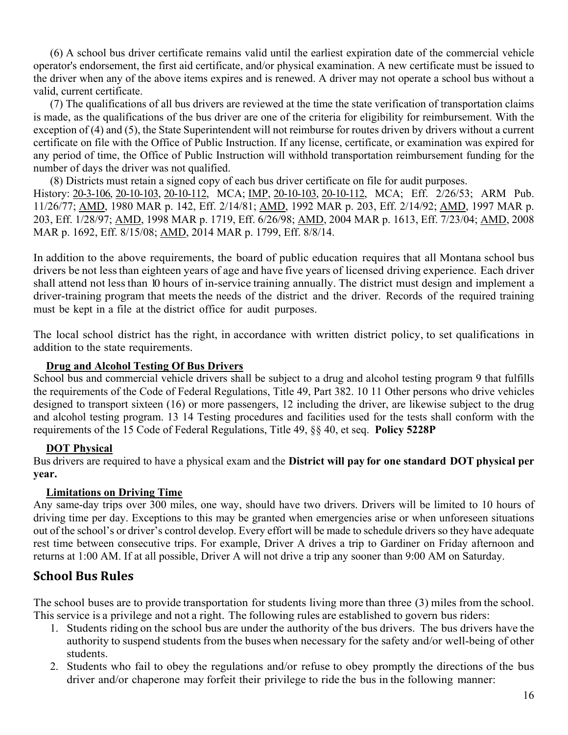(6) A school bus driver certificate remains valid until the earliest expiration date of the commercial vehicle operator's endorsement, the first aid certificate, and/or physical examination. A new certificate must be issued to the driver when any of the above items expires and is renewed. A driver may not operate a school bus without a valid, current certificate.

(7) The qualifications of all bus drivers are reviewed at the time the state verification of transportation claims is made, as the qualifications of the bus driver are one of the criteria for eligibility for reimbursement. With the exception of (4) and (5), the State Superintendent will not reimburse for routes driven by drivers without a current certificate on file with the Office of Public Instruction. If any license, certificate, or examination was expired for any period of time, the Office of Public Instruction will withhold transportation reimbursement funding for the number of days the driver was not qualified.

(8) Districts must retain a signed copy of each bus driver certificate on file for audit purposes.

History: 20-3-106, 20-10-103, 20-10-112, MCA; IMP, 20-10-103, 20-10-112, MCA; Eff. 2/26/53; ARM Pub. 11/26/77; AMD, 1980 MAR p. 142, Eff. 2/14/81; AMD, 1992 MAR p. 203, Eff. 2/14/92; AMD, 1997 MAR p. 203, Eff. 1/28/97; AMD, 1998 MAR p. 1719, Eff. 6/26/98; AMD, 2004 MAR p. 1613, Eff. 7/23/04; AMD, 2008 MAR p. 1692, Eff. 8/15/08; AMD, 2014 MAR p. 1799, Eff. 8/8/14.

In addition to the above requirements, the board of public education requires that all Montana school bus drivers be not less than eighteen years of age and have five years of licensed driving experience. Each driver shall attend not less than 10 hours of in-service training annually. The district must design and implement a driver-training program that meets the needs of the district and the driver. Records of the required training must be kept in a file at the district office for audit purposes.

The local school district has the right, in accordance with written district policy, to set qualifications in addition to the state requirements.

**Drug and Alcohol Testing Of Bus Drivers**

School bus and commercial vehicle drivers shall be subject to a drug and alcohol testing program 9 that fulfills the requirements of the Code of Federal Regulations, Title 49, Part 382. 10 11 Other persons who drive vehicles designed to transport sixteen (16) or more passengers, 12 including the driver, are likewise subject to the drug and alcohol testing program. 13 14 Testing procedures and facilities used for the tests shall conform with the requirements of the 15 Code of Federal Regulations, Title 49, §§ 40, et seq. **Policy 5228P**

**DOT Physical**

Bus drivers are required to have a physical exam and the **District will pay for one standard DOT physical per year.**

**Limitations on Driving Time**

Any same-day trips over 300 miles, one way, should have two drivers. Drivers will be limited to 10 hours of driving time per day. Exceptions to this may be granted when emergencies arise or when unforeseen situations out of the school's or driver's control develop. Every effort will be made to schedule drivers so they have adequate rest time between consecutive trips. For example, Driver A drives a trip to Gardiner on Friday afternoon and returns at 1:00 AM. If at all possible, Driver A will not drive a trip any sooner than 9:00 AM on Saturday.

## School Bus Rules

The school buses are to provide transportation for students living more than three (3) miles from the school. This service is a privilege and not a right. The following rules are established to govern bus riders:

1. Students riding on the school bus are under the authority of the bus drivers. The bus drivers have the authority to suspend students from the buses when necessary for the safety and/or well-being of other students.
2. Students who fail to obey the regulations and/or refuse to obey promptly the directions of the bus driver and/or chaperone may forfeit their privilege to ride the bus in the following manner: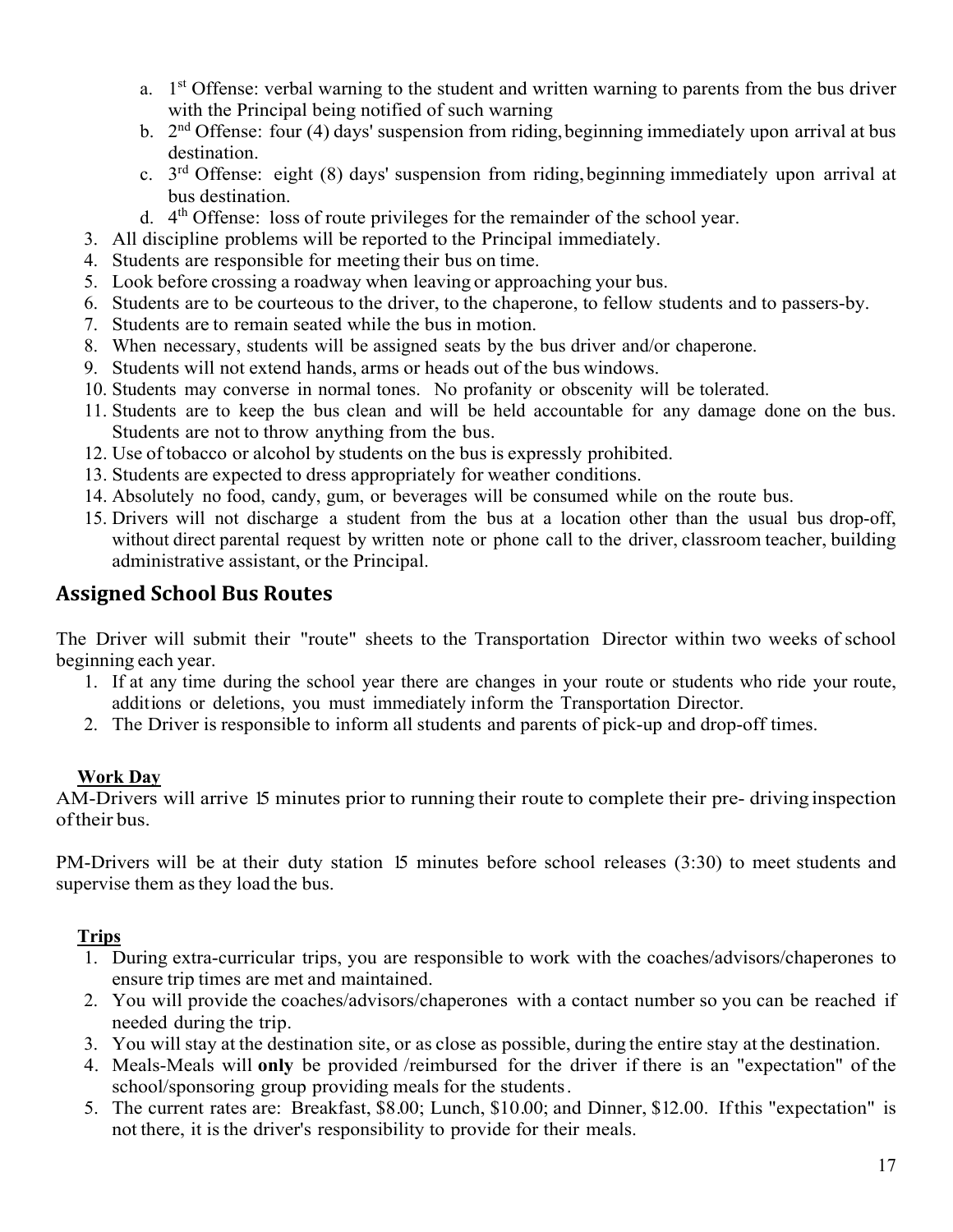a. 1st Offense: verbal warning to the student and written warning to parents from the bus driver with the Principal being notified of such warning
   b. 2nd Offense: four (4) days' suspension from riding, beginning immediately upon arrival at bus destination.
   c. 3rd Offense: eight (8) days' suspension from riding, beginning immediately upon arrival at bus destination.
   d. 4th Offense: loss of route privileges for the remainder of the school year.
3. All discipline problems will be reported to the Principal immediately.
4. Students are responsible for meeting their bus on time.
5. Look before crossing a roadway when leaving or approaching your bus.
6. Students are to be courteous to the driver, to the chaperone, to fellow students and to passers-by.
7. Students are to remain seated while the bus in motion.
8. When necessary, students will be assigned seats by the bus driver and/or chaperone.
9. Students will not extend hands, arms or heads out of the bus windows.
10. Students may converse in normal tones. No profanity or obscenity will be tolerated.
11. Students are to keep the bus clean and will be held accountable for any damage done on the bus. Students are not to throw anything from the bus.
12. Use of tobacco or alcohol by students on the bus is expressly prohibited.
13. Students are expected to dress appropriately for weather conditions.
14. Absolutely no food, candy, gum, or beverages will be consumed while on the route bus.
15. Drivers will not discharge a student from the bus at a location other than the usual bus drop-off, without direct parental request by written note or phone call to the driver, classroom teacher, building administrative assistant, or the Principal.

## Assigned School Bus Routes

The Driver will submit their "route" sheets to the Transportation Director within two weeks of school beginning each year.

1. If at any time during the school year there are changes in your route or students who ride your route, additions or deletions, you must immediately inform the Transportation Director.
2. The Driver is responsible to inform all students and parents of pick-up and drop-off times.

**Work Day**

AM-Drivers will arrive 15 minutes prior to running their route to complete their pre- driving inspection of their bus.

PM-Drivers will be at their duty station 15 minutes before school releases (3:30) to meet students and supervise them as they load the bus.

**Trips**

1. During extra-curricular trips, you are responsible to work with the coaches/advisors/chaperones to ensure trip times are met and maintained.
2. You will provide the coaches/advisors/chaperones with a contact number so you can be reached if needed during the trip.
3. You will stay at the destination site, or as close as possible, during the entire stay at the destination.
4. Meals-Meals will **only** be provided /reimbursed for the driver if there is an "expectation" of the school/sponsoring group providing meals for the students.
5. The current rates are: Breakfast, $8.00; Lunch, $10.00; and Dinner, $12.00. If this "expectation" is not there, it is the driver's responsibility to provide for their meals.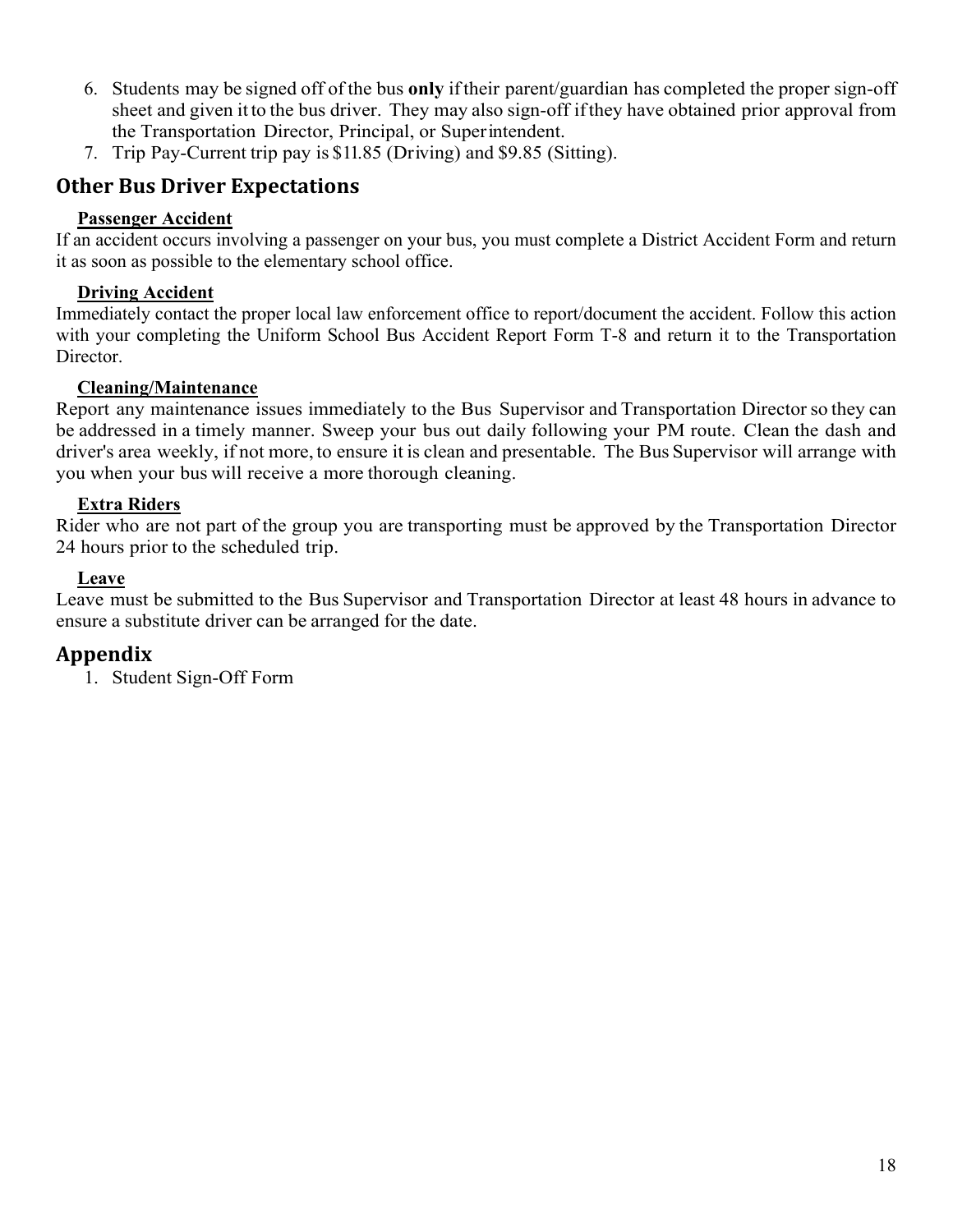6. Students may be signed off of the bus **only** if their parent/guardian has completed the proper sign-off sheet and given it to the bus driver. They may also sign-off if they have obtained prior approval from the Transportation Director, Principal, or Superintendent.
7. Trip Pay-Current trip pay is $11.85 (Driving) and $9.85 (Sitting).

## Other Bus Driver Expectations

**Passenger Accident**

If an accident occurs involving a passenger on your bus, you must complete a District Accident Form and return it as soon as possible to the elementary school office.

**Driving Accident**

Immediately contact the proper local law enforcement office to report/document the accident. Follow this action with your completing the Uniform School Bus Accident Report Form T-8 and return it to the Transportation Director.

**Cleaning/Maintenance**

Report any maintenance issues immediately to the Bus Supervisor and Transportation Director so they can be addressed in a timely manner. Sweep your bus out daily following your PM route. Clean the dash and driver's area weekly, if not more, to ensure it is clean and presentable. The Bus Supervisor will arrange with you when your bus will receive a more thorough cleaning.

**Extra Riders**

Rider who are not part of the group you are transporting must be approved by the Transportation Director 24 hours prior to the scheduled trip.

**Leave**

Leave must be submitted to the Bus Supervisor and Transportation Director at least 48 hours in advance to ensure a substitute driver can be arranged for the date.

## Appendix

1. Student Sign-Off Form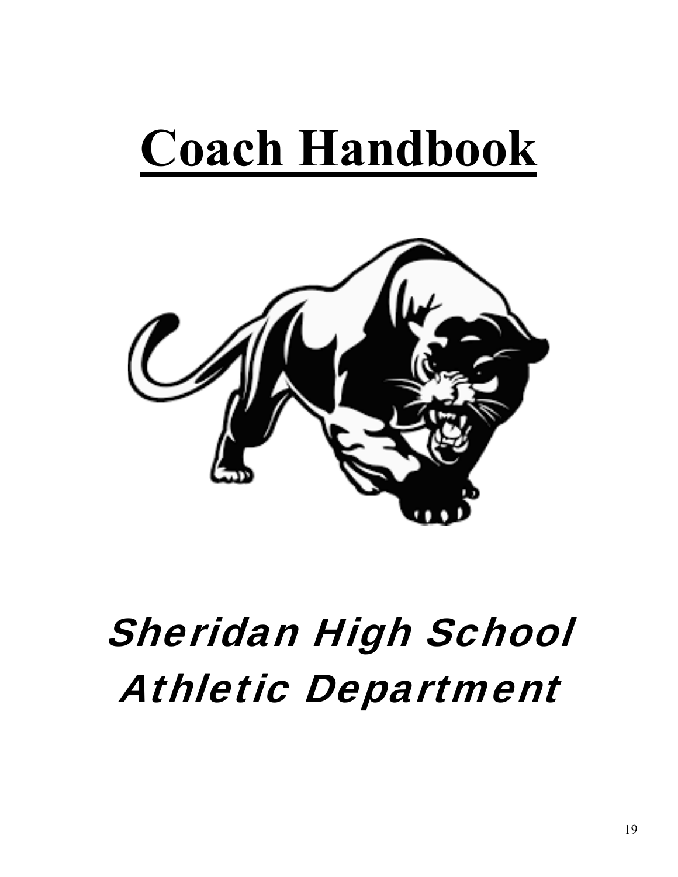# Coach Handbook

## *Sheridan High School Athletic Department*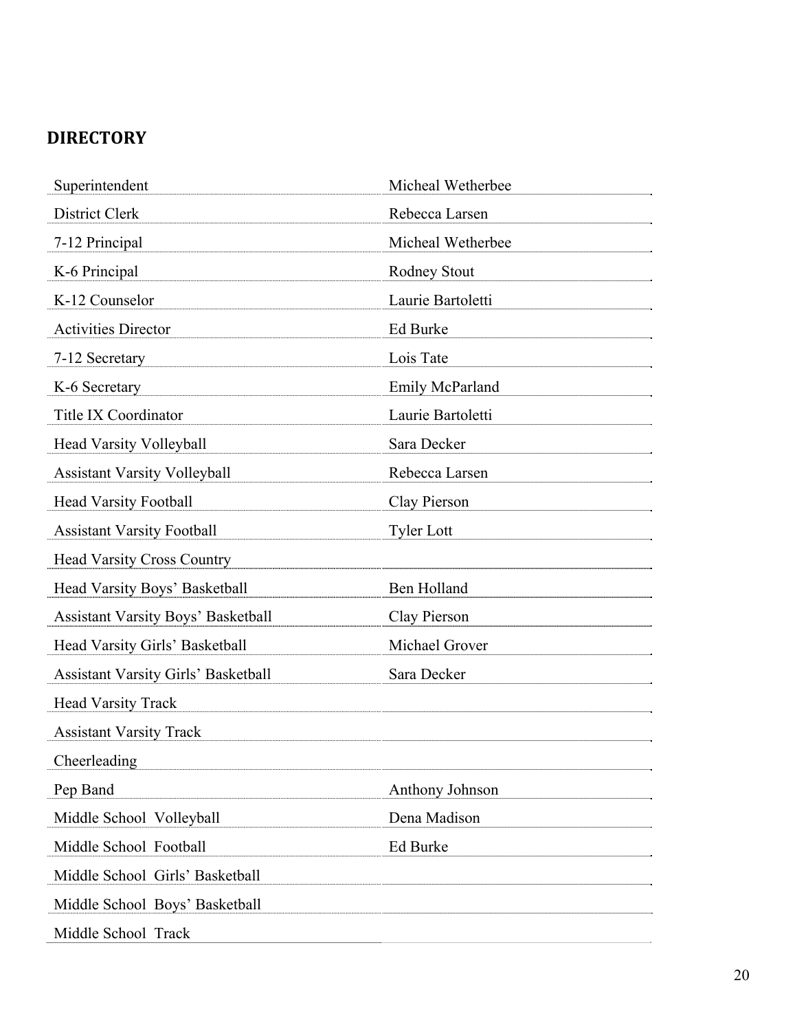## DIRECTORY

| | |
|---|---|
| Superintendent | Micheal Wetherbee |
| District Clerk | Rebecca Larsen |
| 7-12 Principal | Micheal Wetherbee |
| K-6 Principal | Rodney Stout |
| K-12 Counselor | Laurie Bartoletti |
| Activities Director | Ed Burke |
| 7-12 Secretary | Lois Tate |
| K-6 Secretary | Emily McParland |
| Title IX Coordinator | Laurie Bartoletti |
| Head Varsity Volleyball | Sara Decker |
| Assistant Varsity Volleyball | Rebecca Larsen |
| Head Varsity Football | Clay Pierson |
| Assistant Varsity Football | Tyler Lott |
| Head Varsity Cross Country | |
| Head Varsity Boys' Basketball | Ben Holland |
| Assistant Varsity Boys' Basketball | Clay Pierson |
| Head Varsity Girls' Basketball | Michael Grover |
| Assistant Varsity Girls' Basketball | Sara Decker |
| Head Varsity Track | |
| Assistant Varsity Track | |
| Cheerleading | |
| Pep Band | Anthony Johnson |
| Middle School Volleyball | Dena Madison |
| Middle School Football | Ed Burke |
| Middle School Girls' Basketball | |
| Middle School Boys' Basketball | |
| Middle School Track | |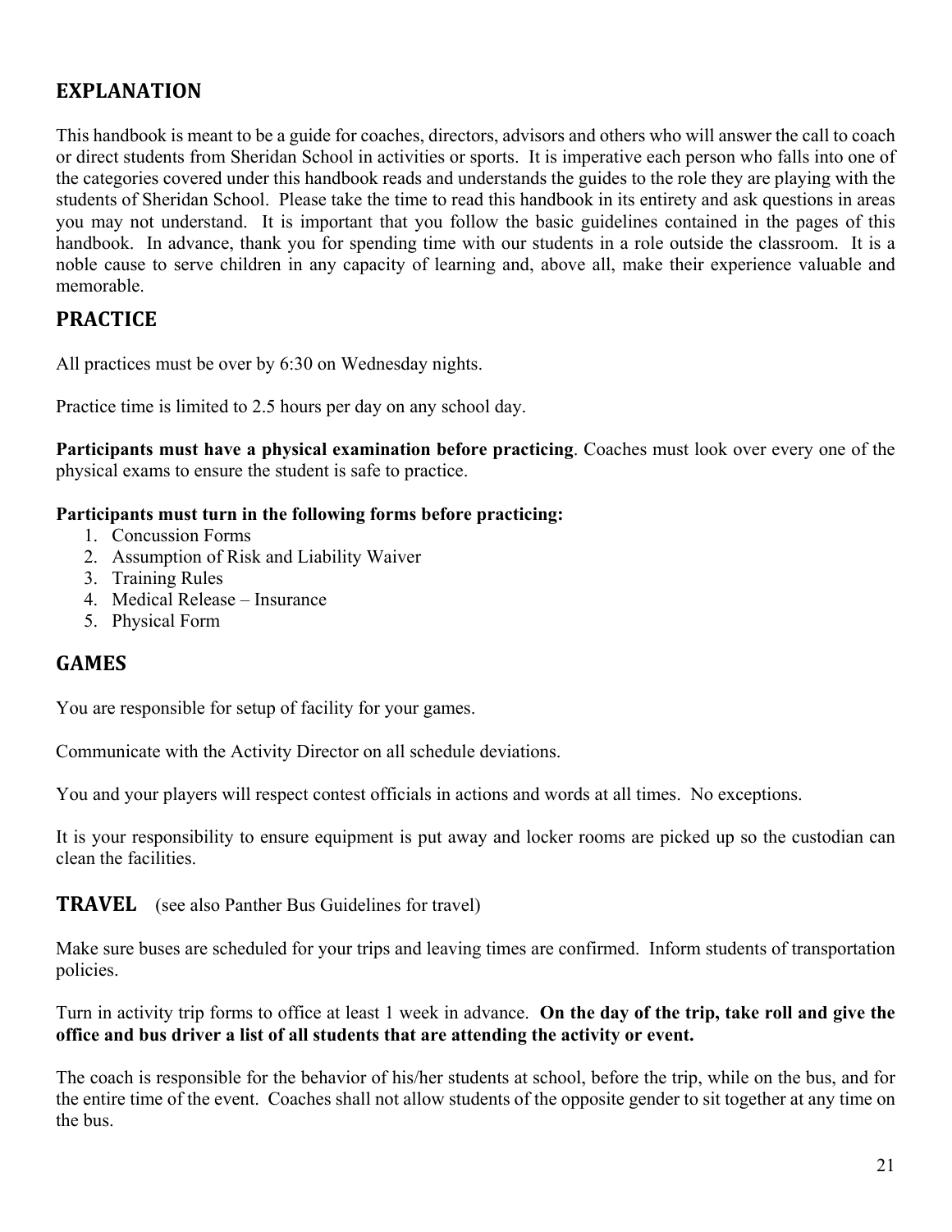## EXPLANATION

This handbook is meant to be a guide for coaches, directors, advisors and others who will answer the call to coach or direct students from Sheridan School in activities or sports. It is imperative each person who falls into one of the categories covered under this handbook reads and understands the guides to the role they are playing with the students of Sheridan School. Please take the time to read this handbook in its entirety and ask questions in areas you may not understand. It is important that you follow the basic guidelines contained in the pages of this handbook. In advance, thank you for spending time with our students in a role outside the classroom. It is a noble cause to serve children in any capacity of learning and, above all, make their experience valuable and memorable.

## PRACTICE

All practices must be over by 6:30 on Wednesday nights.

Practice time is limited to 2.5 hours per day on any school day.

**Participants must have a physical examination before practicing**. Coaches must look over every one of the physical exams to ensure the student is safe to practice.

**Participants must turn in the following forms before practicing:**

1. Concussion Forms
2. Assumption of Risk and Liability Waiver
3. Training Rules
4. Medical Release – Insurance
5. Physical Form

## GAMES

You are responsible for setup of facility for your games.

Communicate with the Activity Director on all schedule deviations.

You and your players will respect contest officials in actions and words at all times. No exceptions.

It is your responsibility to ensure equipment is put away and locker rooms are picked up so the custodian can clean the facilities.

## TRAVEL (see also Panther Bus Guidelines for travel)

Make sure buses are scheduled for your trips and leaving times are confirmed. Inform students of transportation policies.

Turn in activity trip forms to office at least 1 week in advance. **On the day of the trip, take roll and give the office and bus driver a list of all students that are attending the activity or event.**

The coach is responsible for the behavior of his/her students at school, before the trip, while on the bus, and for the entire time of the event. Coaches shall not allow students of the opposite gender to sit together at any time on the bus.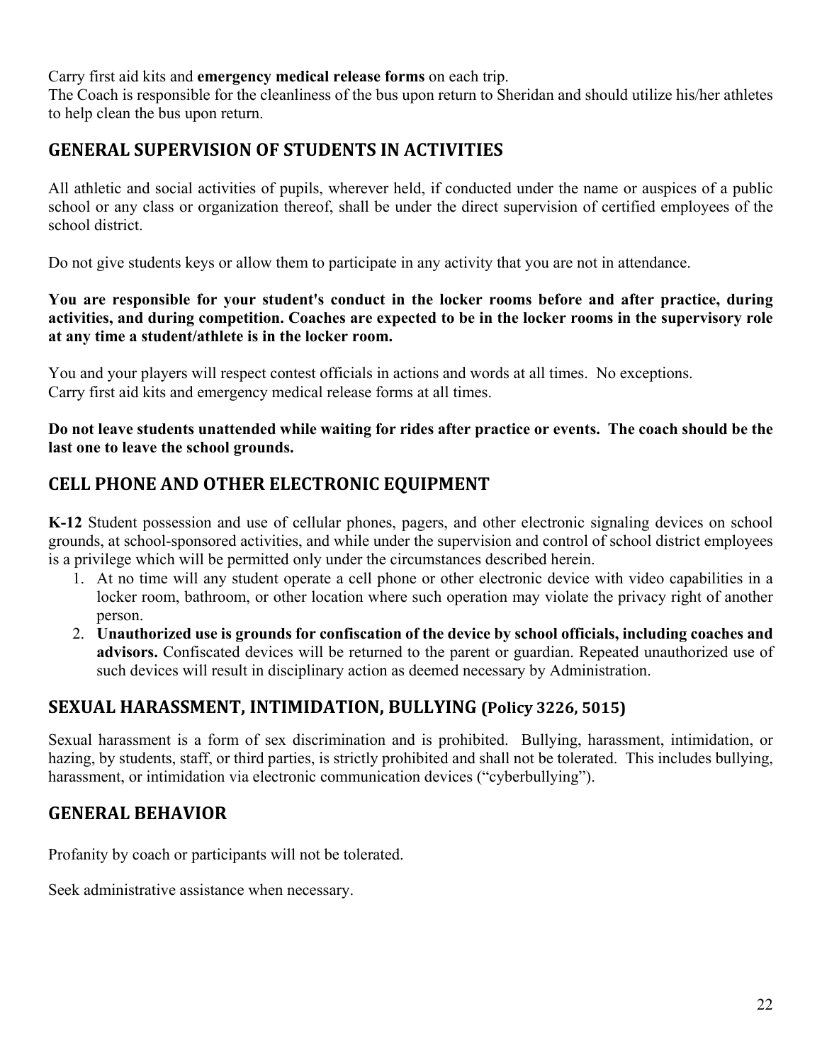Carry first aid kits and **emergency medical release forms** on each trip.
The Coach is responsible for the cleanliness of the bus upon return to Sheridan and should utilize his/her athletes to help clean the bus upon return.

## GENERAL SUPERVISION OF STUDENTS IN ACTIVITIES

All athletic and social activities of pupils, wherever held, if conducted under the name or auspices of a public school or any class or organization thereof, shall be under the direct supervision of certified employees of the school district.

Do not give students keys or allow them to participate in any activity that you are not in attendance.

**You are responsible for your student's conduct in the locker rooms before and after practice, during activities, and during competition. Coaches are expected to be in the locker rooms in the supervisory role at any time a student/athlete is in the locker room.**

You and your players will respect contest officials in actions and words at all times. No exceptions.
Carry first aid kits and emergency medical release forms at all times.

**Do not leave students unattended while waiting for rides after practice or events. The coach should be the last one to leave the school grounds.**

## CELL PHONE AND OTHER ELECTRONIC EQUIPMENT

**K-12** Student possession and use of cellular phones, pagers, and other electronic signaling devices on school grounds, at school-sponsored activities, and while under the supervision and control of school district employees is a privilege which will be permitted only under the circumstances described herein.

1. At no time will any student operate a cell phone or other electronic device with video capabilities in a locker room, bathroom, or other location where such operation may violate the privacy right of another person.
2. **Unauthorized use is grounds for confiscation of the device by school officials, including coaches and advisors.** Confiscated devices will be returned to the parent or guardian. Repeated unauthorized use of such devices will result in disciplinary action as deemed necessary by Administration.

## SEXUAL HARASSMENT, INTIMIDATION, BULLYING (Policy 3226, 5015)

Sexual harassment is a form of sex discrimination and is prohibited. Bullying, harassment, intimidation, or hazing, by students, staff, or third parties, is strictly prohibited and shall not be tolerated. This includes bullying, harassment, or intimidation via electronic communication devices ("cyberbullying").

## GENERAL BEHAVIOR

Profanity by coach or participants will not be tolerated.

Seek administrative assistance when necessary.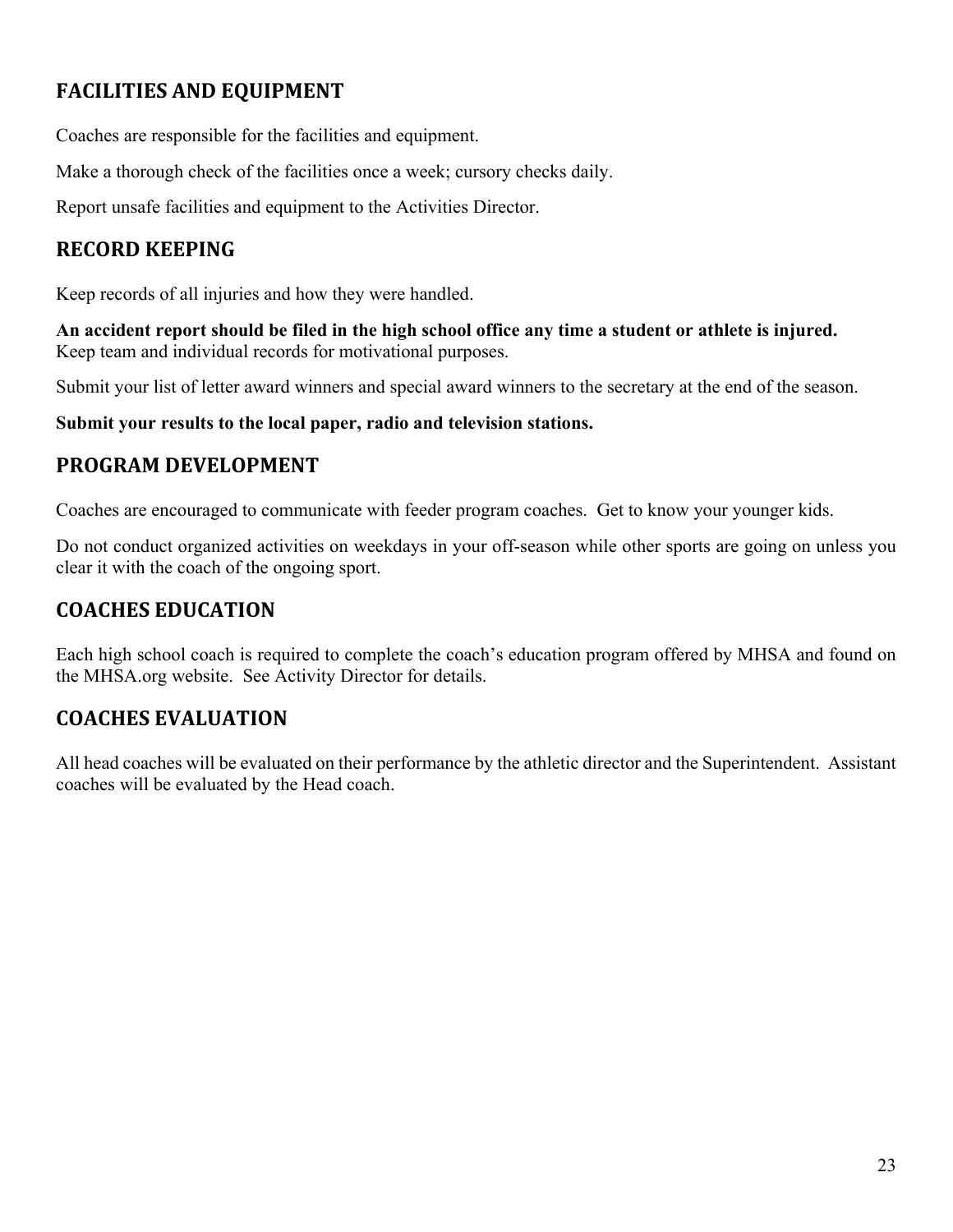## FACILITIES AND EQUIPMENT

Coaches are responsible for the facilities and equipment.

Make a thorough check of the facilities once a week; cursory checks daily.

Report unsafe facilities and equipment to the Activities Director.

## RECORD KEEPING

Keep records of all injuries and how they were handled.

**An accident report should be filed in the high school office any time a student or athlete is injured.**
Keep team and individual records for motivational purposes.

Submit your list of letter award winners and special award winners to the secretary at the end of the season.

**Submit your results to the local paper, radio and television stations.**

## PROGRAM DEVELOPMENT

Coaches are encouraged to communicate with feeder program coaches. Get to know your younger kids.

Do not conduct organized activities on weekdays in your off-season while other sports are going on unless you clear it with the coach of the ongoing sport.

## COACHES EDUCATION

Each high school coach is required to complete the coach's education program offered by MHSA and found on the MHSA.org website. See Activity Director for details.

## COACHES EVALUATION

All head coaches will be evaluated on their performance by the athletic director and the Superintendent. Assistant coaches will be evaluated by the Head coach.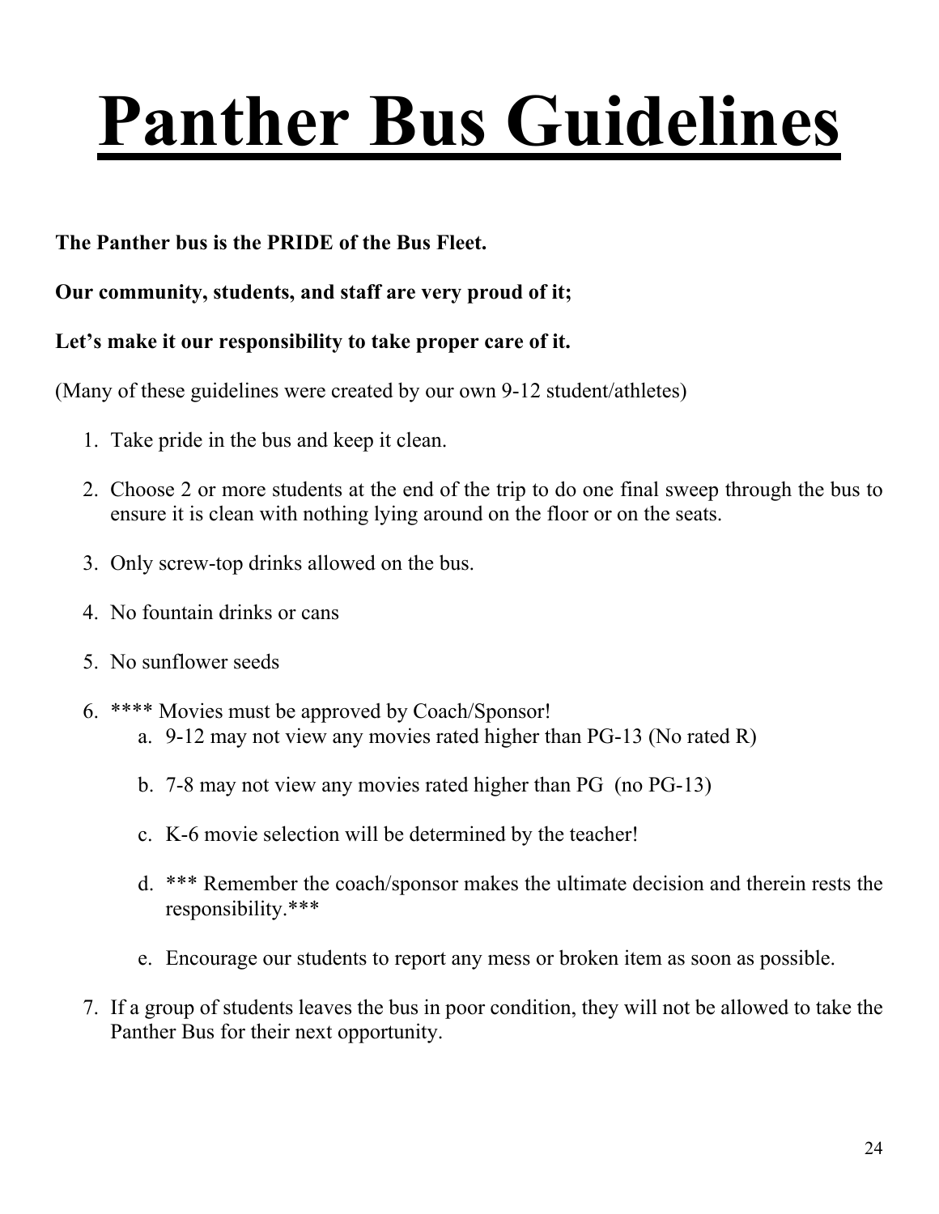# Panther Bus Guidelines

**The Panther bus is the PRIDE of the Bus Fleet.**

**Our community, students, and staff are very proud of it;**

**Let's make it our responsibility to take proper care of it.**

(Many of these guidelines were created by our own 9-12 student/athletes)

1. Take pride in the bus and keep it clean.
2. Choose 2 or more students at the end of the trip to do one final sweep through the bus to ensure it is clean with nothing lying around on the floor or on the seats.
3. Only screw-top drinks allowed on the bus.
4. No fountain drinks or cans
5. No sunflower seeds
6. **** Movies must be approved by Coach/Sponsor!
   a. 9-12 may not view any movies rated higher than PG-13 (No rated R)
   b. 7-8 may not view any movies rated higher than PG (no PG-13)
   c. K-6 movie selection will be determined by the teacher!
   d. *** Remember the coach/sponsor makes the ultimate decision and therein rests the responsibility.***
   e. Encourage our students to report any mess or broken item as soon as possible.
7. If a group of students leaves the bus in poor condition, they will not be allowed to take the Panther Bus for their next opportunity.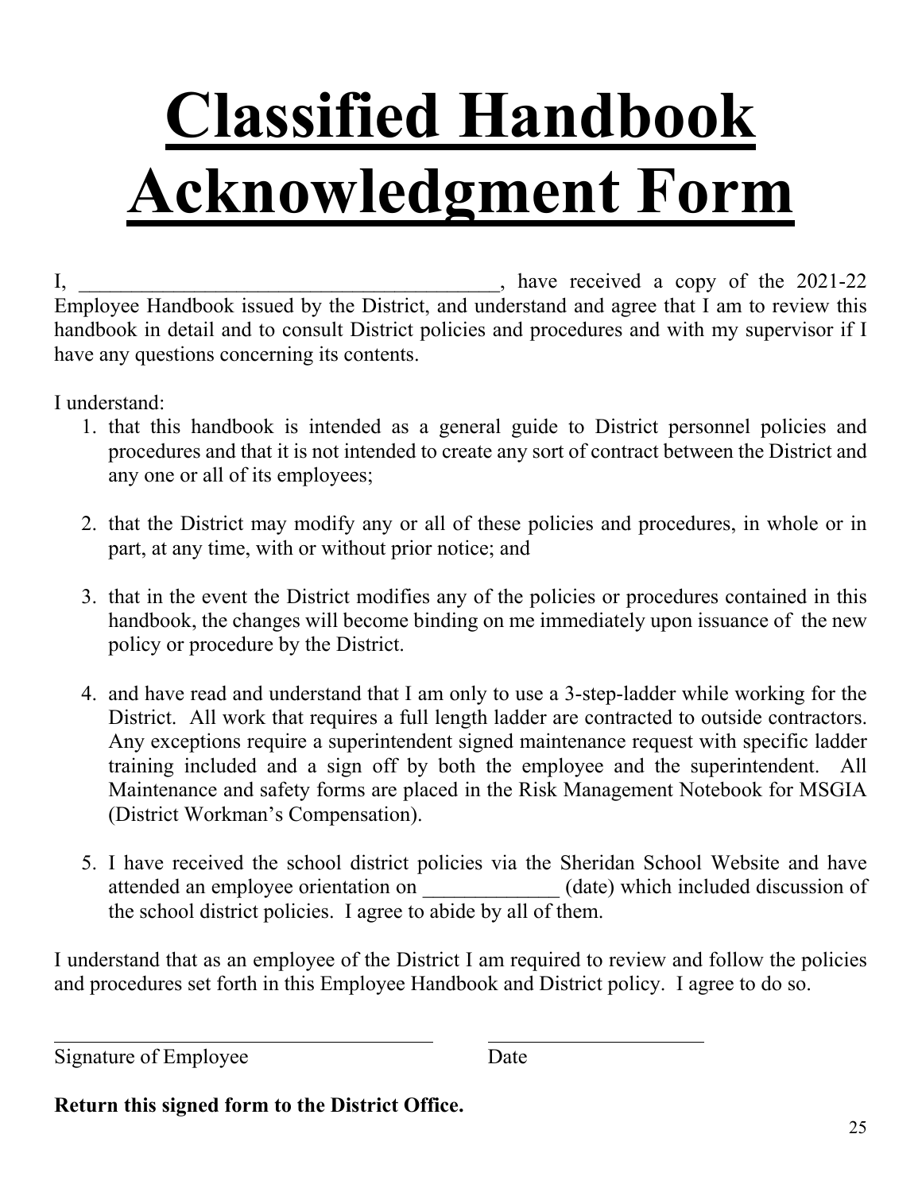# Classified Handbook Acknowledgment Form

I, _________________________________________, have received a copy of the 2021-22 Employee Handbook issued by the District, and understand and agree that I am to review this handbook in detail and to consult District policies and procedures and with my supervisor if I have any questions concerning its contents.

I understand:

1. that this handbook is intended as a general guide to District personnel policies and procedures and that it is not intended to create any sort of contract between the District and any one or all of its employees;

2. that the District may modify any or all of these policies and procedures, in whole or in part, at any time, with or without prior notice; and

3. that in the event the District modifies any of the policies or procedures contained in this handbook, the changes will become binding on me immediately upon issuance of the new policy or procedure by the District.

4. and have read and understand that I am only to use a 3-step-ladder while working for the District. All work that requires a full length ladder are contracted to outside contractors. Any exceptions require a superintendent signed maintenance request with specific ladder training included and a sign off by both the employee and the superintendent. All Maintenance and safety forms are placed in the Risk Management Notebook for MSGIA (District Workman's Compensation).

5. I have received the school district policies via the Sheridan School Website and have attended an employee orientation on _____________ (date) which included discussion of the school district policies. I agree to abide by all of them.

I understand that as an employee of the District I am required to review and follow the policies and procedures set forth in this Employee Handbook and District policy. I agree to do so.

_________________________________________ ______________________

Signature of Employee Date

**Return this signed form to the District Office.**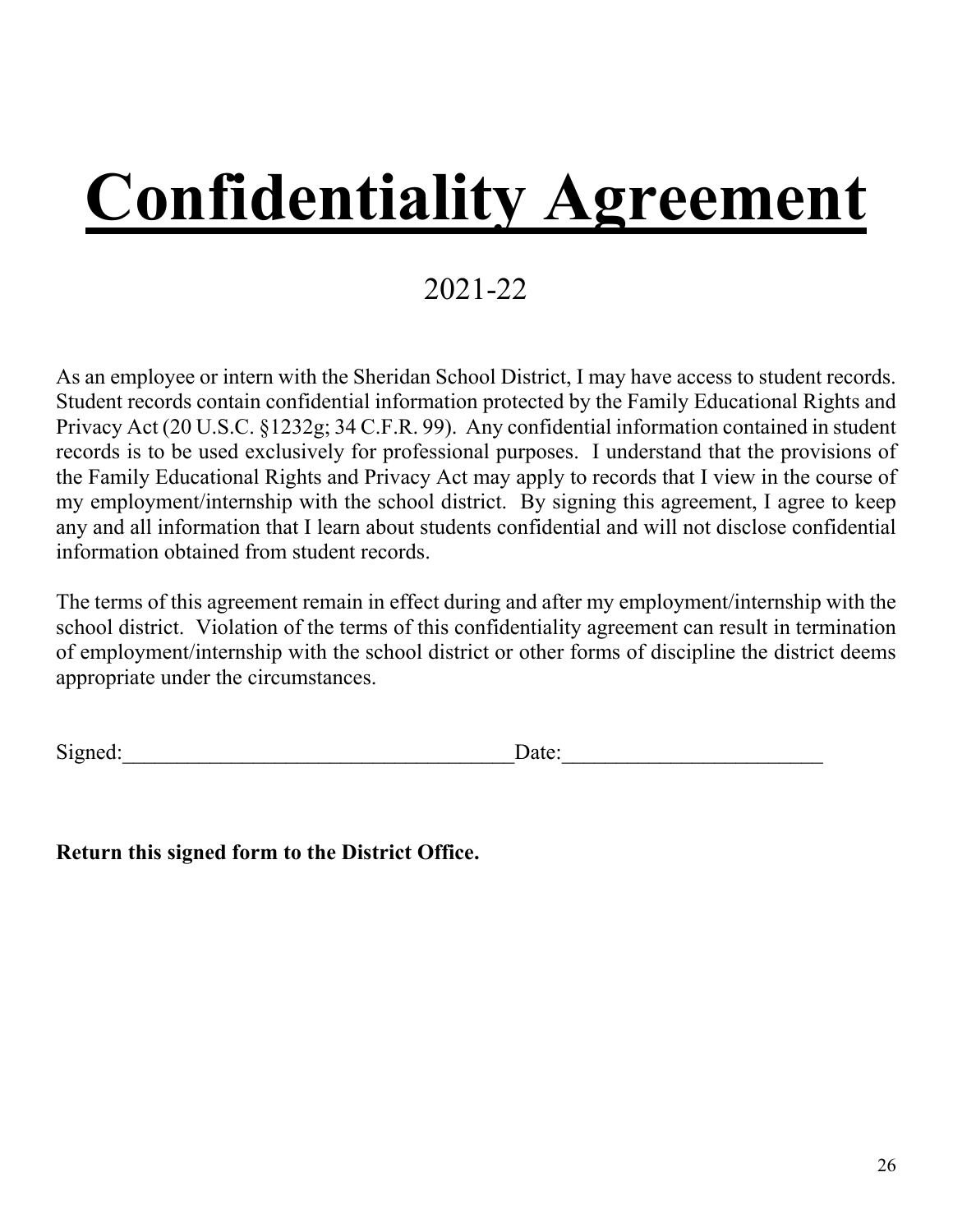# Confidentiality Agreement

2021-22

As an employee or intern with the Sheridan School District, I may have access to student records. Student records contain confidential information protected by the Family Educational Rights and Privacy Act (20 U.S.C. §1232g; 34 C.F.R. 99). Any confidential information contained in student records is to be used exclusively for professional purposes. I understand that the provisions of the Family Educational Rights and Privacy Act may apply to records that I view in the course of my employment/internship with the school district. By signing this agreement, I agree to keep any and all information that I learn about students confidential and will not disclose confidential information obtained from student records.

The terms of this agreement remain in effect during and after my employment/internship with the school district. Violation of the terms of this confidentiality agreement can result in termination of employment/internship with the school district or other forms of discipline the district deems appropriate under the circumstances.

Signed:___________________________________Date:_______________________

**Return this signed form to the District Office.**